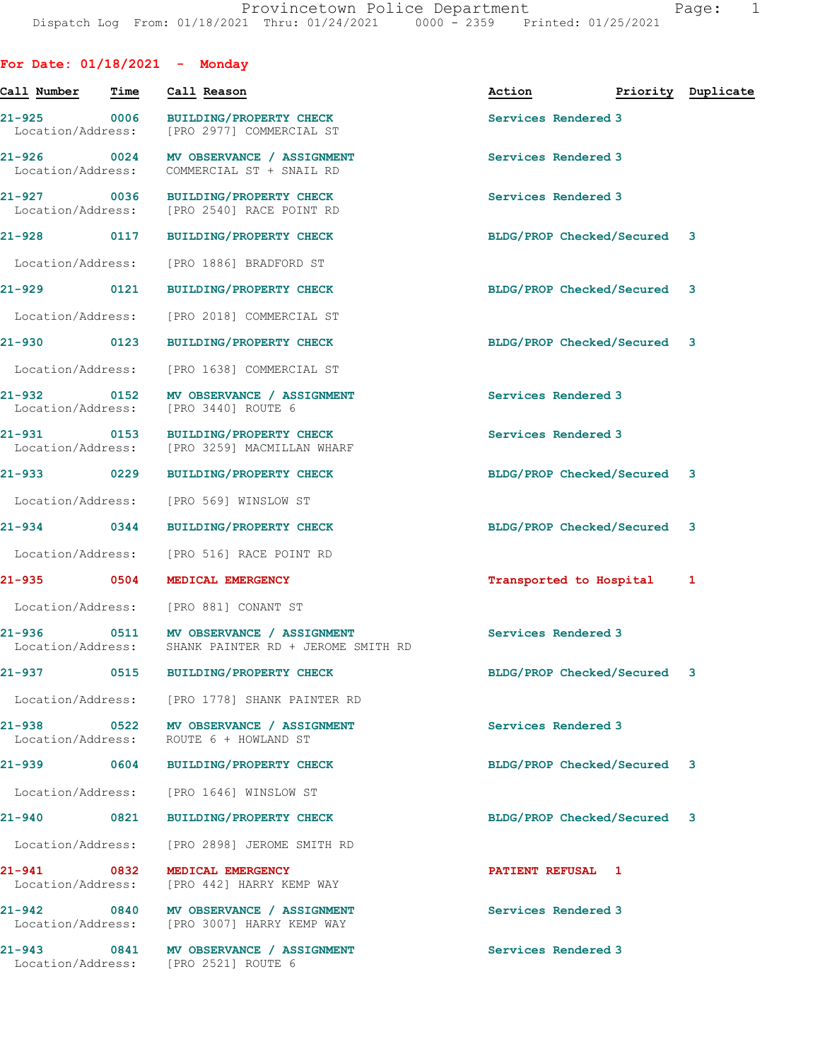Provincetown Police Department
Dispatch Log From: 01/18/2021 Thru: 01/24/2021 0000 - 2359 Printed: 01/25/2021

## For Date: 01/18/2021 - Monday

| Call Number | Time | Call Reason | Action | Priority | Duplicate |
|---|---|---|---|---|---|
| 21-925 | 0006 | BUILDING/PROPERTY CHECK<br>Location/Address: [PRO 2977] COMMERCIAL ST | Services Rendered | 3 | |
| 21-926 | 0024 | MV OBSERVANCE / ASSIGNMENT<br>Location/Address: COMMERCIAL ST + SNAIL RD | Services Rendered | 3 | |
| 21-927 | 0036 | BUILDING/PROPERTY CHECK<br>Location/Address: [PRO 2540] RACE POINT RD | Services Rendered | 3 | |
| 21-928 | 0117 | BUILDING/PROPERTY CHECK<br>Location/Address: [PRO 1886] BRADFORD ST | BLDG/PROP Checked/Secured | 3 | |
| 21-929 | 0121 | BUILDING/PROPERTY CHECK<br>Location/Address: [PRO 2018] COMMERCIAL ST | BLDG/PROP Checked/Secured | 3 | |
| 21-930 | 0123 | BUILDING/PROPERTY CHECK<br>Location/Address: [PRO 1638] COMMERCIAL ST | BLDG/PROP Checked/Secured | 3 | |
| 21-932 | 0152 | MV OBSERVANCE / ASSIGNMENT<br>Location/Address: [PRO 3440] ROUTE 6 | Services Rendered | 3 | |
| 21-931 | 0153 | BUILDING/PROPERTY CHECK<br>Location/Address: [PRO 3259] MACMILLAN WHARF | Services Rendered | 3 | |
| 21-933 | 0229 | BUILDING/PROPERTY CHECK<br>Location/Address: [PRO 569] WINSLOW ST | BLDG/PROP Checked/Secured | 3 | |
| 21-934 | 0344 | BUILDING/PROPERTY CHECK<br>Location/Address: [PRO 516] RACE POINT RD | BLDG/PROP Checked/Secured | 3 | |
| 21-935 | 0504 | MEDICAL EMERGENCY<br>Location/Address: [PRO 881] CONANT ST | Transported to Hospital | 1 | |
| 21-936 | 0511 | MV OBSERVANCE / ASSIGNMENT<br>Location/Address: SHANK PAINTER RD + JEROME SMITH RD | Services Rendered | 3 | |
| 21-937 | 0515 | BUILDING/PROPERTY CHECK<br>Location/Address: [PRO 1778] SHANK PAINTER RD | BLDG/PROP Checked/Secured | 3 | |
| 21-938 | 0522 | MV OBSERVANCE / ASSIGNMENT<br>Location/Address: ROUTE 6 + HOWLAND ST | Services Rendered | 3 | |
| 21-939 | 0604 | BUILDING/PROPERTY CHECK<br>Location/Address: [PRO 1646] WINSLOW ST | BLDG/PROP Checked/Secured | 3 | |
| 21-940 | 0821 | BUILDING/PROPERTY CHECK<br>Location/Address: [PRO 2898] JEROME SMITH RD | BLDG/PROP Checked/Secured | 3 | |
| 21-941 | 0832 | MEDICAL EMERGENCY<br>Location/Address: [PRO 442] HARRY KEMP WAY | PATIENT REFUSAL | 1 | |
| 21-942 | 0840 | MV OBSERVANCE / ASSIGNMENT<br>Location/Address: [PRO 3007] HARRY KEMP WAY | Services Rendered | 3 | |
| 21-943 | 0841 | MV OBSERVANCE / ASSIGNMENT<br>Location/Address: [PRO 2521] ROUTE 6 | Services Rendered | 3 | |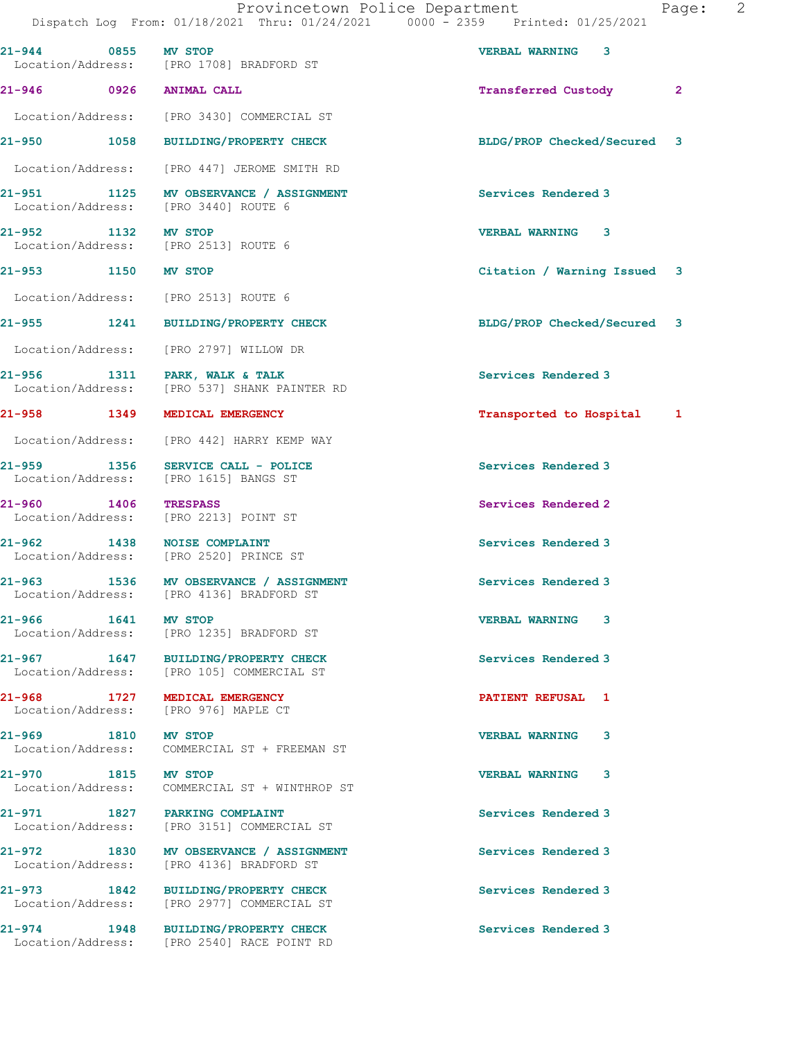| Call # | Time | Call Reason | Action | Priority |
|---|---|---|---|---|
| 21-944 | 0855 | MV STOP | VERBAL WARNING | 3 |
| Location/Address: | | [PRO 1708] BRADFORD ST | | |
| 21-946 | 0926 | ANIMAL CALL | Transferred Custody | 2 |
| Location/Address: | | [PRO 3430] COMMERCIAL ST | | |
| 21-950 | 1058 | BUILDING/PROPERTY CHECK | BLDG/PROP Checked/Secured | 3 |
| Location/Address: | | [PRO 447] JEROME SMITH RD | | |
| 21-951 | 1125 | MV OBSERVANCE / ASSIGNMENT | Services Rendered | 3 |
| Location/Address: | | [PRO 3440] ROUTE 6 | | |
| 21-952 | 1132 | MV STOP | VERBAL WARNING | 3 |
| Location/Address: | | [PRO 2513] ROUTE 6 | | |
| 21-953 | 1150 | MV STOP | Citation / Warning Issued | 3 |
| Location/Address: | | [PRO 2513] ROUTE 6 | | |
| 21-955 | 1241 | BUILDING/PROPERTY CHECK | BLDG/PROP Checked/Secured | 3 |
| Location/Address: | | [PRO 2797] WILLOW DR | | |
| 21-956 | 1311 | PARK, WALK & TALK | Services Rendered | 3 |
| Location/Address: | | [PRO 537] SHANK PAINTER RD | | |
| 21-958 | 1349 | MEDICAL EMERGENCY | Transported to Hospital | 1 |
| Location/Address: | | [PRO 442] HARRY KEMP WAY | | |
| 21-959 | 1356 | SERVICE CALL - POLICE | Services Rendered | 3 |
| Location/Address: | | [PRO 1615] BANGS ST | | |
| 21-960 | 1406 | TRESPASS | Services Rendered | 2 |
| Location/Address: | | [PRO 2213] POINT ST | | |
| 21-962 | 1438 | NOISE COMPLAINT | Services Rendered | 3 |
| Location/Address: | | [PRO 2520] PRINCE ST | | |
| 21-963 | 1536 | MV OBSERVANCE / ASSIGNMENT | Services Rendered | 3 |
| Location/Address: | | [PRO 4136] BRADFORD ST | | |
| 21-966 | 1641 | MV STOP | VERBAL WARNING | 3 |
| Location/Address: | | [PRO 1235] BRADFORD ST | | |
| 21-967 | 1647 | BUILDING/PROPERTY CHECK | Services Rendered | 3 |
| Location/Address: | | [PRO 105] COMMERCIAL ST | | |
| 21-968 | 1727 | MEDICAL EMERGENCY | PATIENT REFUSAL | 1 |
| Location/Address: | | [PRO 976] MAPLE CT | | |
| 21-969 | 1810 | MV STOP | VERBAL WARNING | 3 |
| Location/Address: | | COMMERCIAL ST + FREEMAN ST | | |
| 21-970 | 1815 | MV STOP | VERBAL WARNING | 3 |
| Location/Address: | | COMMERCIAL ST + WINTHROP ST | | |
| 21-971 | 1827 | PARKING COMPLAINT | Services Rendered | 3 |
| Location/Address: | | [PRO 3151] COMMERCIAL ST | | |
| 21-972 | 1830 | MV OBSERVANCE / ASSIGNMENT | Services Rendered | 3 |
| Location/Address: | | [PRO 4136] BRADFORD ST | | |
| 21-973 | 1842 | BUILDING/PROPERTY CHECK | Services Rendered | 3 |
| Location/Address: | | [PRO 2977] COMMERCIAL ST | | |
| 21-974 | 1948 | BUILDING/PROPERTY CHECK | Services Rendered | 3 |
| Location/Address: | | [PRO 2540] RACE POINT RD | | |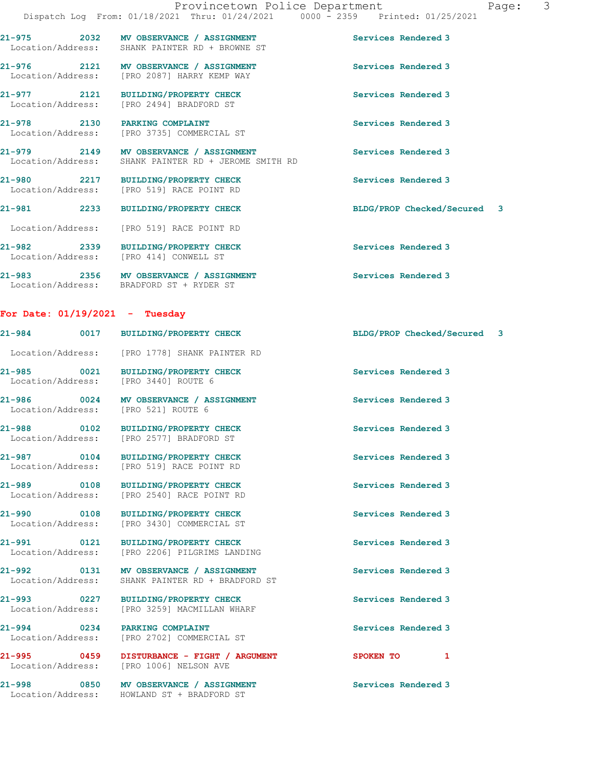21-975 2032 MV OBSERVANCE / ASSIGNMENT Services Rendered 3
Location/Address: SHANK PAINTER RD + BROWNE ST

21-976 2121 MV OBSERVANCE / ASSIGNMENT Services Rendered 3
Location/Address: [PRO 2087] HARRY KEMP WAY

21-977 2121 BUILDING/PROPERTY CHECK Services Rendered 3
Location/Address: [PRO 2494] BRADFORD ST

21-978 2130 PARKING COMPLAINT Services Rendered 3
Location/Address: [PRO 3735] COMMERCIAL ST

21-979 2149 MV OBSERVANCE / ASSIGNMENT Services Rendered 3
Location/Address: SHANK PAINTER RD + JEROME SMITH RD

21-980 2217 BUILDING/PROPERTY CHECK Services Rendered 3
Location/Address: [PRO 519] RACE POINT RD

21-981 2233 BUILDING/PROPERTY CHECK BLDG/PROP Checked/Secured 3
Location/Address: [PRO 519] RACE POINT RD

21-982 2339 BUILDING/PROPERTY CHECK Services Rendered 3
Location/Address: [PRO 414] CONWELL ST

21-983 2356 MV OBSERVANCE / ASSIGNMENT Services Rendered 3
Location/Address: BRADFORD ST + RYDER ST

## For Date: 01/19/2021 - Tuesday

21-984 0017 BUILDING/PROPERTY CHECK BLDG/PROP Checked/Secured 3
Location/Address: [PRO 1778] SHANK PAINTER RD

21-985 0021 BUILDING/PROPERTY CHECK Services Rendered 3
Location/Address: [PRO 3440] ROUTE 6

21-986 0024 MV OBSERVANCE / ASSIGNMENT Services Rendered 3
Location/Address: [PRO 521] ROUTE 6

21-988 0102 BUILDING/PROPERTY CHECK Services Rendered 3
Location/Address: [PRO 2577] BRADFORD ST

21-987 0104 BUILDING/PROPERTY CHECK Services Rendered 3
Location/Address: [PRO 519] RACE POINT RD

21-989 0108 BUILDING/PROPERTY CHECK Services Rendered 3
Location/Address: [PRO 2540] RACE POINT RD

21-990 0108 BUILDING/PROPERTY CHECK Services Rendered 3
Location/Address: [PRO 3430] COMMERCIAL ST

21-991 0121 BUILDING/PROPERTY CHECK Services Rendered 3
Location/Address: [PRO 2206] PILGRIMS LANDING

21-992 0131 MV OBSERVANCE / ASSIGNMENT Services Rendered 3
Location/Address: SHANK PAINTER RD + BRADFORD ST

21-993 0227 BUILDING/PROPERTY CHECK Services Rendered 3
Location/Address: [PRO 3259] MACMILLAN WHARF

21-994 0234 PARKING COMPLAINT Services Rendered 3
Location/Address: [PRO 2702] COMMERCIAL ST

21-995 0459 DISTURBANCE - FIGHT / ARGUMENT SPOKEN TO 1
Location/Address: [PRO 1006] NELSON AVE

21-998 0850 MV OBSERVANCE / ASSIGNMENT Services Rendered 3
Location/Address: HOWLAND ST + BRADFORD ST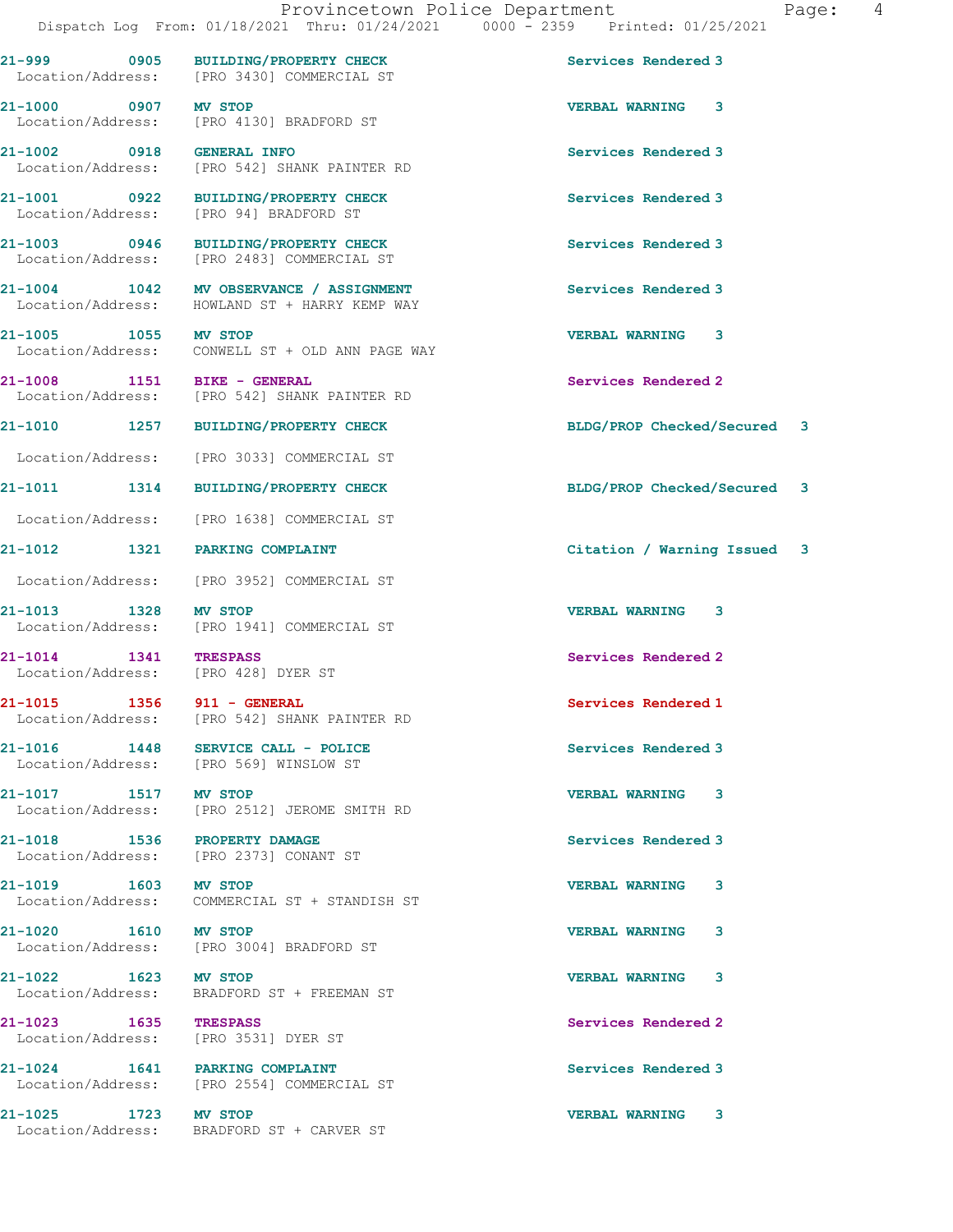21-999 0905 BUILDING/PROPERTY CHECK Services Rendered 3
Location/Address: [PRO 3430] COMMERCIAL ST

21-1000 0907 MV STOP VERBAL WARNING 3
Location/Address: [PRO 4130] BRADFORD ST

21-1002 0918 GENERAL INFO Services Rendered 3
Location/Address: [PRO 542] SHANK PAINTER RD

21-1001 0922 BUILDING/PROPERTY CHECK Services Rendered 3
Location/Address: [PRO 94] BRADFORD ST

21-1003 0946 BUILDING/PROPERTY CHECK Services Rendered 3
Location/Address: [PRO 2483] COMMERCIAL ST

21-1004 1042 MV OBSERVANCE / ASSIGNMENT Services Rendered 3
Location/Address: HOWLAND ST + HARRY KEMP WAY

21-1005 1055 MV STOP VERBAL WARNING 3
Location/Address: CONWELL ST + OLD ANN PAGE WAY

21-1008 1151 BIKE - GENERAL Services Rendered 2
Location/Address: [PRO 542] SHANK PAINTER RD

21-1010 1257 BUILDING/PROPERTY CHECK BLDG/PROP Checked/Secured 3
Location/Address: [PRO 3033] COMMERCIAL ST

21-1011 1314 BUILDING/PROPERTY CHECK BLDG/PROP Checked/Secured 3
Location/Address: [PRO 1638] COMMERCIAL ST

21-1012 1321 PARKING COMPLAINT Citation / Warning Issued 3
Location/Address: [PRO 3952] COMMERCIAL ST

21-1013 1328 MV STOP VERBAL WARNING 3
Location/Address: [PRO 1941] COMMERCIAL ST

21-1014 1341 TRESPASS Services Rendered 2
Location/Address: [PRO 428] DYER ST

21-1015 1356 911 - GENERAL Services Rendered 1
Location/Address: [PRO 542] SHANK PAINTER RD

21-1016 1448 SERVICE CALL - POLICE Services Rendered 3
Location/Address: [PRO 569] WINSLOW ST

21-1017 1517 MV STOP VERBAL WARNING 3
Location/Address: [PRO 2512] JEROME SMITH RD

21-1018 1536 PROPERTY DAMAGE Services Rendered 3
Location/Address: [PRO 2373] CONANT ST

21-1019 1603 MV STOP VERBAL WARNING 3
Location/Address: COMMERCIAL ST + STANDISH ST

21-1020 1610 MV STOP VERBAL WARNING 3
Location/Address: [PRO 3004] BRADFORD ST

21-1022 1623 MV STOP VERBAL WARNING 3
Location/Address: BRADFORD ST + FREEMAN ST

21-1023 1635 TRESPASS Services Rendered 2
Location/Address: [PRO 3531] DYER ST

21-1024 1641 PARKING COMPLAINT Services Rendered 3
Location/Address: [PRO 2554] COMMERCIAL ST

21-1025 1723 MV STOP VERBAL WARNING 3
Location/Address: BRADFORD ST + CARVER ST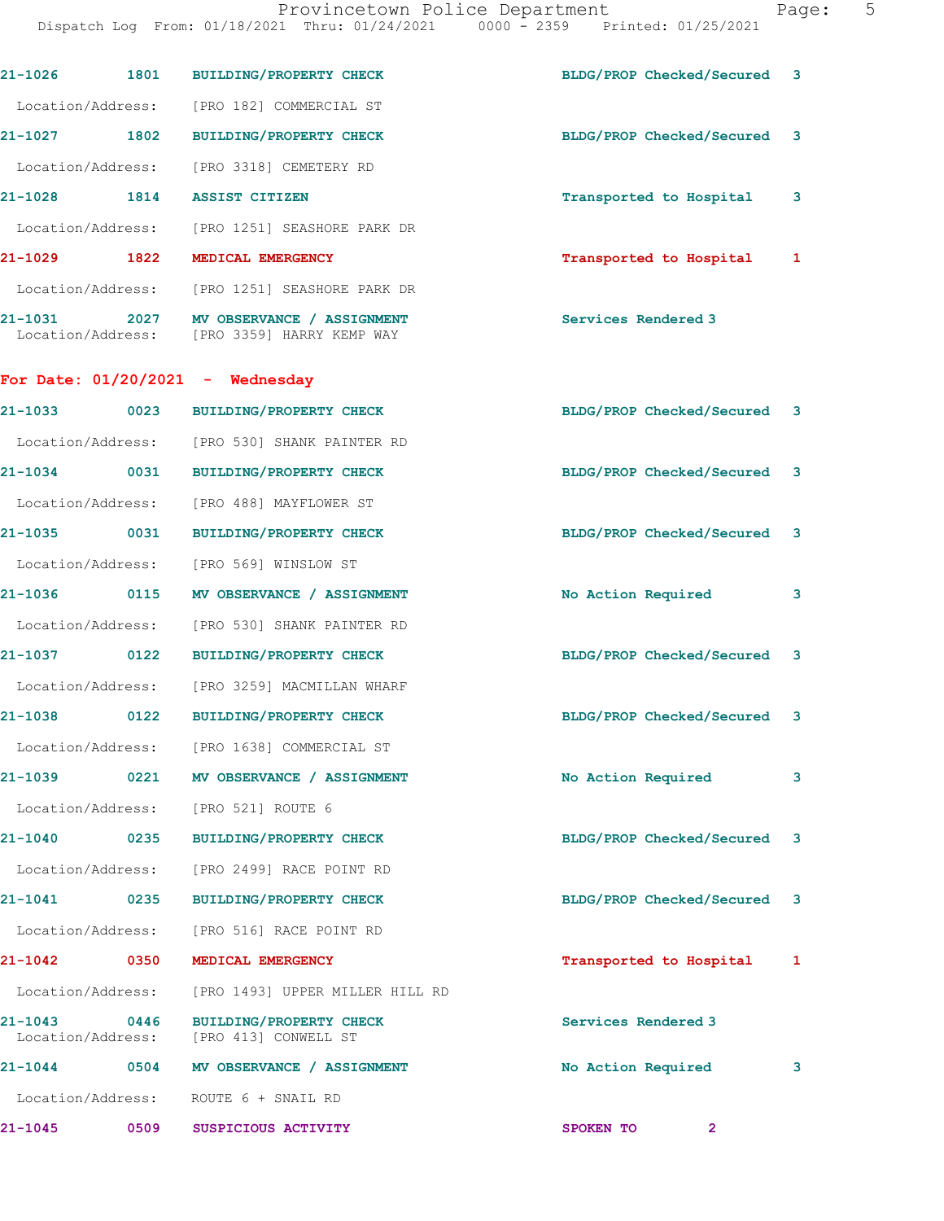| Call # | Time | Call Reason | Action | Priority |
|---|---|---|---|---|
| 21-1026 | 1801 | BUILDING/PROPERTY CHECK | BLDG/PROP Checked/Secured | 3 |

Location/Address: [PRO 182] COMMERCIAL ST

| Call # | Time | Call Reason | Action | Priority |
|---|---|---|---|---|
| 21-1027 | 1802 | BUILDING/PROPERTY CHECK | BLDG/PROP Checked/Secured | 3 |

Location/Address: [PRO 3318] CEMETERY RD

| Call # | Time | Call Reason | Action | Priority |
|---|---|---|---|---|
| 21-1028 | 1814 | ASSIST CITIZEN | Transported to Hospital | 3 |

Location/Address: [PRO 1251] SEASHORE PARK DR

| Call # | Time | Call Reason | Action | Priority |
|---|---|---|---|---|
| 21-1029 | 1822 | MEDICAL EMERGENCY | Transported to Hospital | 1 |

Location/Address: [PRO 1251] SEASHORE PARK DR

| Call # | Time | Call Reason | Action | Priority |
|---|---|---|---|---|
| 21-1031 | 2027 | MV OBSERVANCE / ASSIGNMENT | Services Rendered | 3 |

Location/Address: [PRO 3359] HARRY KEMP WAY

## For Date: 01/20/2021 - Wednesday

| Call # | Time | Call Reason | Action | Priority |
|---|---|---|---|---|
| 21-1033 | 0023 | BUILDING/PROPERTY CHECK | BLDG/PROP Checked/Secured | 3 |

Location/Address: [PRO 530] SHANK PAINTER RD

| Call # | Time | Call Reason | Action | Priority |
|---|---|---|---|---|
| 21-1034 | 0031 | BUILDING/PROPERTY CHECK | BLDG/PROP Checked/Secured | 3 |

Location/Address: [PRO 488] MAYFLOWER ST

| Call # | Time | Call Reason | Action | Priority |
|---|---|---|---|---|
| 21-1035 | 0031 | BUILDING/PROPERTY CHECK | BLDG/PROP Checked/Secured | 3 |

Location/Address: [PRO 569] WINSLOW ST

| Call # | Time | Call Reason | Action | Priority |
|---|---|---|---|---|
| 21-1036 | 0115 | MV OBSERVANCE / ASSIGNMENT | No Action Required | 3 |

Location/Address: [PRO 530] SHANK PAINTER RD

| Call # | Time | Call Reason | Action | Priority |
|---|---|---|---|---|
| 21-1037 | 0122 | BUILDING/PROPERTY CHECK | BLDG/PROP Checked/Secured | 3 |

Location/Address: [PRO 3259] MACMILLAN WHARF

| Call # | Time | Call Reason | Action | Priority |
|---|---|---|---|---|
| 21-1038 | 0122 | BUILDING/PROPERTY CHECK | BLDG/PROP Checked/Secured | 3 |

Location/Address: [PRO 1638] COMMERCIAL ST

| Call # | Time | Call Reason | Action | Priority |
|---|---|---|---|---|
| 21-1039 | 0221 | MV OBSERVANCE / ASSIGNMENT | No Action Required | 3 |

Location/Address: [PRO 521] ROUTE 6

| Call # | Time | Call Reason | Action | Priority |
|---|---|---|---|---|
| 21-1040 | 0235 | BUILDING/PROPERTY CHECK | BLDG/PROP Checked/Secured | 3 |

Location/Address: [PRO 2499] RACE POINT RD

| Call # | Time | Call Reason | Action | Priority |
|---|---|---|---|---|
| 21-1041 | 0235 | BUILDING/PROPERTY CHECK | BLDG/PROP Checked/Secured | 3 |

Location/Address: [PRO 516] RACE POINT RD

| Call # | Time | Call Reason | Action | Priority |
|---|---|---|---|---|
| 21-1042 | 0350 | MEDICAL EMERGENCY | Transported to Hospital | 1 |

Location/Address: [PRO 1493] UPPER MILLER HILL RD

| Call # | Time | Call Reason | Action | Priority |
|---|---|---|---|---|
| 21-1043 | 0446 | BUILDING/PROPERTY CHECK | Services Rendered | 3 |

Location/Address: [PRO 413] CONWELL ST

| Call # | Time | Call Reason | Action | Priority |
|---|---|---|---|---|
| 21-1044 | 0504 | MV OBSERVANCE / ASSIGNMENT | No Action Required | 3 |

Location/Address: ROUTE 6 + SNAIL RD

| Call # | Time | Call Reason | Action | Priority |
|---|---|---|---|---|
| 21-1045 | 0509 | SUSPICIOUS ACTIVITY | SPOKEN TO | 2 |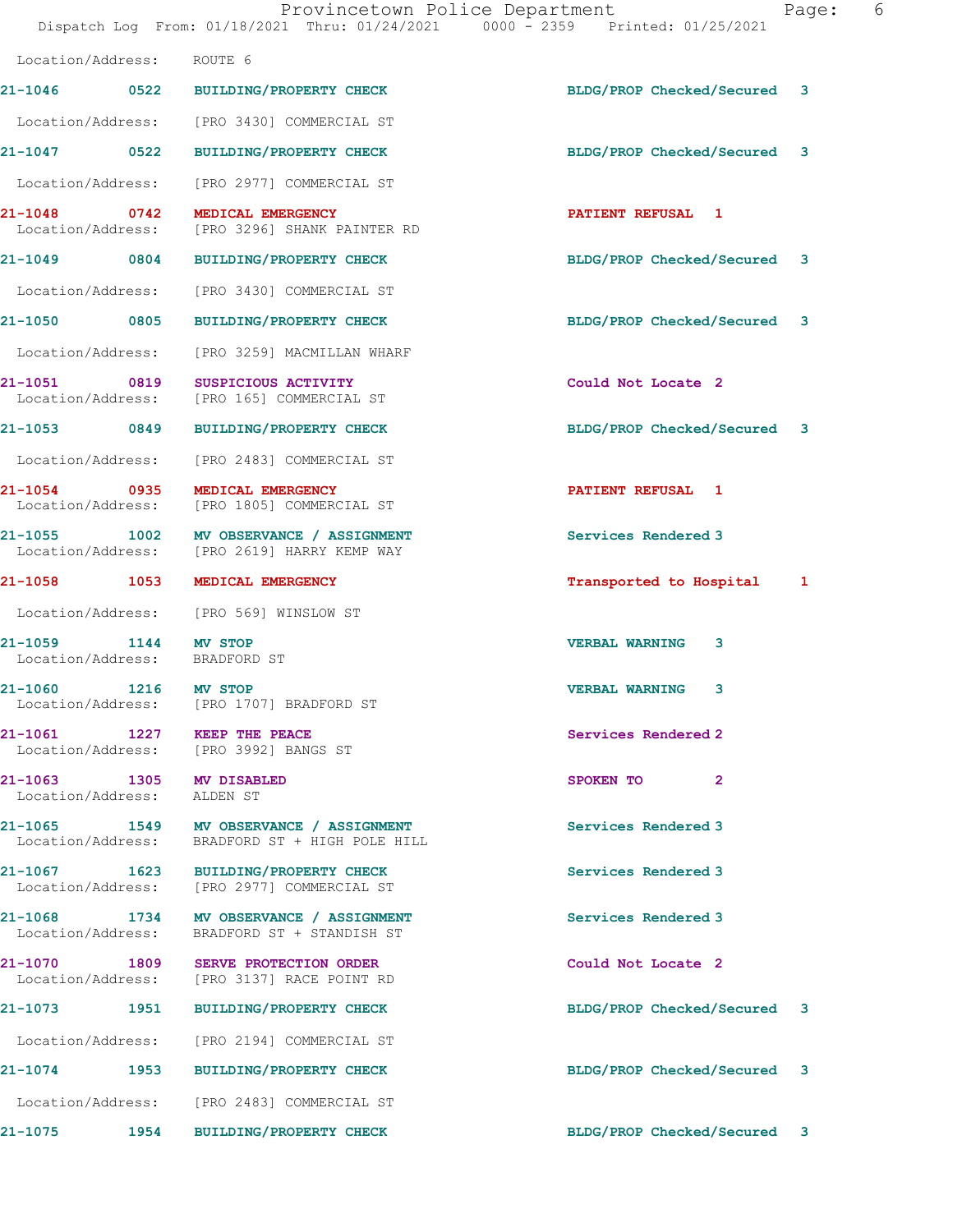Location/Address: ROUTE 6

21-1046 0522 BUILDING/PROPERTY CHECK BLDG/PROP Checked/Secured 3

Location/Address: [PRO 3430] COMMERCIAL ST

21-1047 0522 BUILDING/PROPERTY CHECK BLDG/PROP Checked/Secured 3

Location/Address: [PRO 2977] COMMERCIAL ST

21-1048 0742 MEDICAL EMERGENCY PATIENT REFUSAL 1
Location/Address: [PRO 3296] SHANK PAINTER RD

21-1049 0804 BUILDING/PROPERTY CHECK BLDG/PROP Checked/Secured 3

Location/Address: [PRO 3430] COMMERCIAL ST

21-1050 0805 BUILDING/PROPERTY CHECK BLDG/PROP Checked/Secured 3

Location/Address: [PRO 3259] MACMILLAN WHARF

21-1051 0819 SUSPICIOUS ACTIVITY Could Not Locate 2
Location/Address: [PRO 165] COMMERCIAL ST

21-1053 0849 BUILDING/PROPERTY CHECK BLDG/PROP Checked/Secured 3

Location/Address: [PRO 2483] COMMERCIAL ST

21-1054 0935 MEDICAL EMERGENCY PATIENT REFUSAL 1
Location/Address: [PRO 1805] COMMERCIAL ST

21-1055 1002 MV OBSERVANCE / ASSIGNMENT Services Rendered 3
Location/Address: [PRO 2619] HARRY KEMP WAY

21-1058 1053 MEDICAL EMERGENCY Transported to Hospital 1

Location/Address: [PRO 569] WINSLOW ST

21-1059 1144 MV STOP VERBAL WARNING 3
Location/Address: BRADFORD ST

21-1060 1216 MV STOP VERBAL WARNING 3
Location/Address: [PRO 1707] BRADFORD ST

21-1061 1227 KEEP THE PEACE Services Rendered 2
Location/Address: [PRO 3992] BANGS ST

21-1063 1305 MV DISABLED SPOKEN TO 2
Location/Address: ALDEN ST

21-1065 1549 MV OBSERVANCE / ASSIGNMENT Services Rendered 3
Location/Address: BRADFORD ST + HIGH POLE HILL

21-1067 1623 BUILDING/PROPERTY CHECK Services Rendered 3
Location/Address: [PRO 2977] COMMERCIAL ST

21-1068 1734 MV OBSERVANCE / ASSIGNMENT Services Rendered 3
Location/Address: BRADFORD ST + STANDISH ST

21-1070 1809 SERVE PROTECTION ORDER Could Not Locate 2
Location/Address: [PRO 3137] RACE POINT RD

21-1073 1951 BUILDING/PROPERTY CHECK BLDG/PROP Checked/Secured 3

Location/Address: [PRO 2194] COMMERCIAL ST

21-1074 1953 BUILDING/PROPERTY CHECK BLDG/PROP Checked/Secured 3

Location/Address: [PRO 2483] COMMERCIAL ST

21-1075 1954 BUILDING/PROPERTY CHECK BLDG/PROP Checked/Secured 3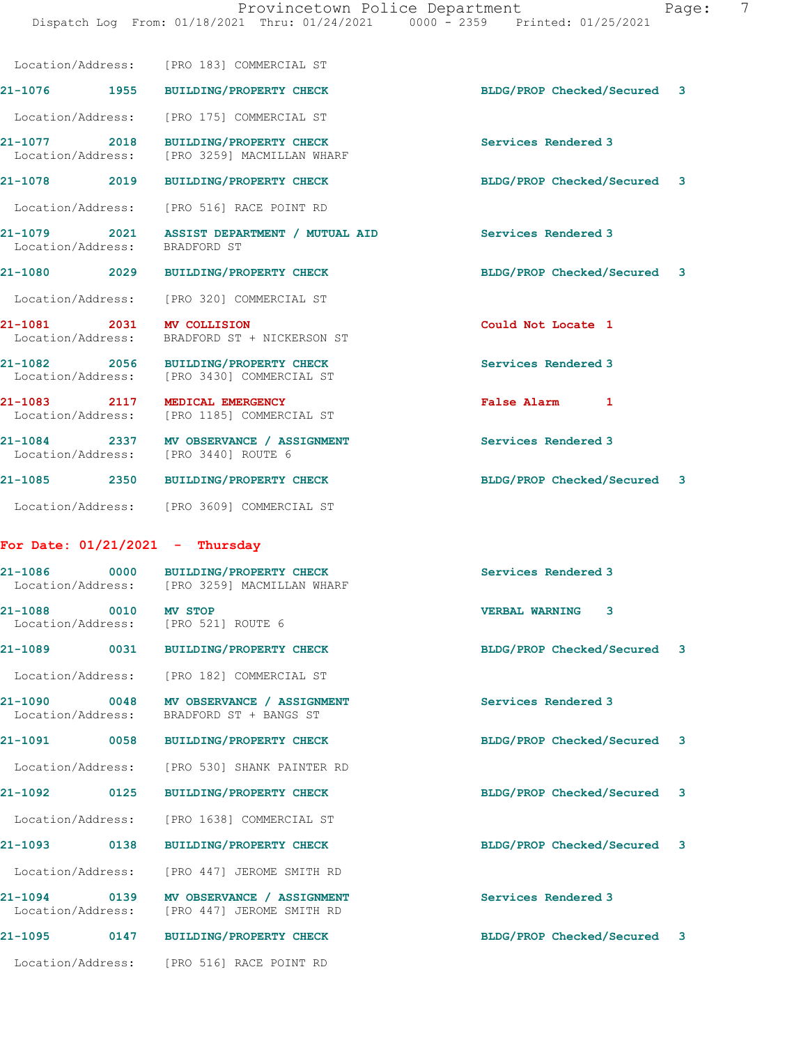Location/Address: [PRO 183] COMMERCIAL ST

| Call # | Time | Call Reason | Action | Priority |
|---|---|---|---|---|
| 21-1076 | 1955 | BUILDING/PROPERTY CHECK | BLDG/PROP Checked/Secured | 3 |
| Location/Address: | | [PRO 175] COMMERCIAL ST | | |
| 21-1077 | 2018 | BUILDING/PROPERTY CHECK | Services Rendered | 3 |
| Location/Address: | | [PRO 3259] MACMILLAN WHARF | | |
| 21-1078 | 2019 | BUILDING/PROPERTY CHECK | BLDG/PROP Checked/Secured | 3 |
| Location/Address: | | [PRO 516] RACE POINT RD | | |
| 21-1079 | 2021 | ASSIST DEPARTMENT / MUTUAL AID | Services Rendered | 3 |
| Location/Address: | | BRADFORD ST | | |
| 21-1080 | 2029 | BUILDING/PROPERTY CHECK | BLDG/PROP Checked/Secured | 3 |
| Location/Address: | | [PRO 320] COMMERCIAL ST | | |
| 21-1081 | 2031 | MV COLLISION | Could Not Locate | 1 |
| Location/Address: | | BRADFORD ST + NICKERSON ST | | |
| 21-1082 | 2056 | BUILDING/PROPERTY CHECK | Services Rendered | 3 |
| Location/Address: | | [PRO 3430] COMMERCIAL ST | | |
| 21-1083 | 2117 | MEDICAL EMERGENCY | False Alarm | 1 |
| Location/Address: | | [PRO 1185] COMMERCIAL ST | | |
| 21-1084 | 2337 | MV OBSERVANCE / ASSIGNMENT | Services Rendered | 3 |
| Location/Address: | | [PRO 3440] ROUTE 6 | | |
| 21-1085 | 2350 | BUILDING/PROPERTY CHECK | BLDG/PROP Checked/Secured | 3 |
| Location/Address: | | [PRO 3609] COMMERCIAL ST | | |

**For Date: 01/21/2021 - Thursday**

| Call # | Time | Call Reason | Action | Priority |
|---|---|---|---|---|
| 21-1086 | 0000 | BUILDING/PROPERTY CHECK | Services Rendered | 3 |
| Location/Address: | | [PRO 3259] MACMILLAN WHARF | | |
| 21-1088 | 0010 | MV STOP | VERBAL WARNING | 3 |
| Location/Address: | | [PRO 521] ROUTE 6 | | |
| 21-1089 | 0031 | BUILDING/PROPERTY CHECK | BLDG/PROP Checked/Secured | 3 |
| Location/Address: | | [PRO 182] COMMERCIAL ST | | |
| 21-1090 | 0048 | MV OBSERVANCE / ASSIGNMENT | Services Rendered | 3 |
| Location/Address: | | BRADFORD ST + BANGS ST | | |
| 21-1091 | 0058 | BUILDING/PROPERTY CHECK | BLDG/PROP Checked/Secured | 3 |
| Location/Address: | | [PRO 530] SHANK PAINTER RD | | |
| 21-1092 | 0125 | BUILDING/PROPERTY CHECK | BLDG/PROP Checked/Secured | 3 |
| Location/Address: | | [PRO 1638] COMMERCIAL ST | | |
| 21-1093 | 0138 | BUILDING/PROPERTY CHECK | BLDG/PROP Checked/Secured | 3 |
| Location/Address: | | [PRO 447] JEROME SMITH RD | | |
| 21-1094 | 0139 | MV OBSERVANCE / ASSIGNMENT | Services Rendered | 3 |
| Location/Address: | | [PRO 447] JEROME SMITH RD | | |
| 21-1095 | 0147 | BUILDING/PROPERTY CHECK | BLDG/PROP Checked/Secured | 3 |
| Location/Address: | | [PRO 516] RACE POINT RD | | |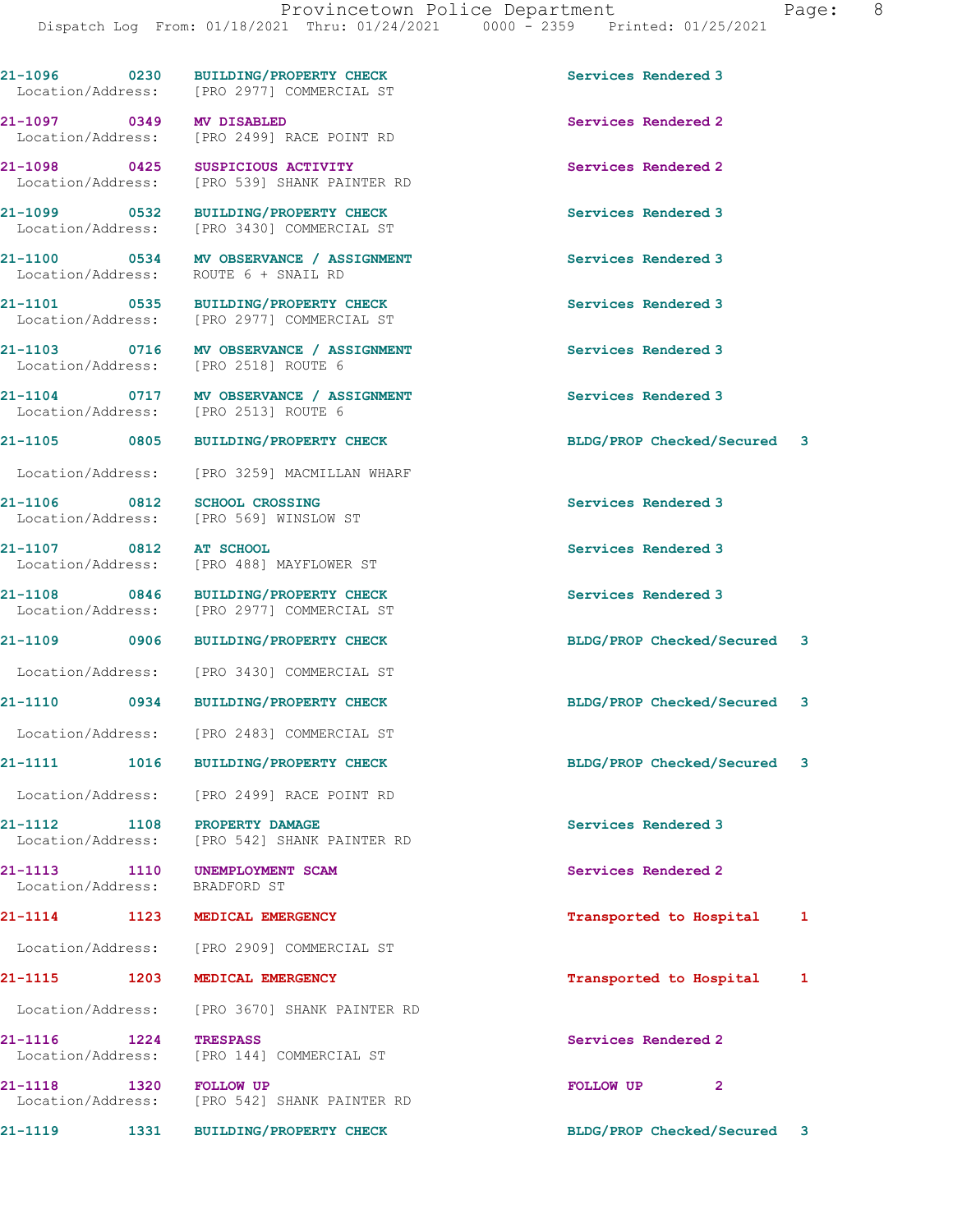| Call # | Time | Call Reason | Action |
|---|---|---|---|
| 21-1096 | 0230 | BUILDING/PROPERTY CHECK | Services Rendered 3 |
| Location/Address: | | [PRO 2977] COMMERCIAL ST | |
| 21-1097 | 0349 | MV DISABLED | Services Rendered 2 |
| Location/Address: | | [PRO 2499] RACE POINT RD | |
| 21-1098 | 0425 | SUSPICIOUS ACTIVITY | Services Rendered 2 |
| Location/Address: | | [PRO 539] SHANK PAINTER RD | |
| 21-1099 | 0532 | BUILDING/PROPERTY CHECK | Services Rendered 3 |
| Location/Address: | | [PRO 3430] COMMERCIAL ST | |
| 21-1100 | 0534 | MV OBSERVANCE / ASSIGNMENT | Services Rendered 3 |
| Location/Address: | | ROUTE 6 + SNAIL RD | |
| 21-1101 | 0535 | BUILDING/PROPERTY CHECK | Services Rendered 3 |
| Location/Address: | | [PRO 2977] COMMERCIAL ST | |
| 21-1103 | 0716 | MV OBSERVANCE / ASSIGNMENT | Services Rendered 3 |
| Location/Address: | | [PRO 2518] ROUTE 6 | |
| 21-1104 | 0717 | MV OBSERVANCE / ASSIGNMENT | Services Rendered 3 |
| Location/Address: | | [PRO 2513] ROUTE 6 | |
| 21-1105 | 0805 | BUILDING/PROPERTY CHECK | BLDG/PROP Checked/Secured 3 |
| Location/Address: | | [PRO 3259] MACMILLAN WHARF | |
| 21-1106 | 0812 | SCHOOL CROSSING | Services Rendered 3 |
| Location/Address: | | [PRO 569] WINSLOW ST | |
| 21-1107 | 0812 | AT SCHOOL | Services Rendered 3 |
| Location/Address: | | [PRO 488] MAYFLOWER ST | |
| 21-1108 | 0846 | BUILDING/PROPERTY CHECK | Services Rendered 3 |
| Location/Address: | | [PRO 2977] COMMERCIAL ST | |
| 21-1109 | 0906 | BUILDING/PROPERTY CHECK | BLDG/PROP Checked/Secured 3 |
| Location/Address: | | [PRO 3430] COMMERCIAL ST | |
| 21-1110 | 0934 | BUILDING/PROPERTY CHECK | BLDG/PROP Checked/Secured 3 |
| Location/Address: | | [PRO 2483] COMMERCIAL ST | |
| 21-1111 | 1016 | BUILDING/PROPERTY CHECK | BLDG/PROP Checked/Secured 3 |
| Location/Address: | | [PRO 2499] RACE POINT RD | |
| 21-1112 | 1108 | PROPERTY DAMAGE | Services Rendered 3 |
| Location/Address: | | [PRO 542] SHANK PAINTER RD | |
| 21-1113 | 1110 | UNEMPLOYMENT SCAM | Services Rendered 2 |
| Location/Address: | | BRADFORD ST | |
| 21-1114 | 1123 | MEDICAL EMERGENCY | Transported to Hospital 1 |
| Location/Address: | | [PRO 2909] COMMERCIAL ST | |
| 21-1115 | 1203 | MEDICAL EMERGENCY | Transported to Hospital 1 |
| Location/Address: | | [PRO 3670] SHANK PAINTER RD | |
| 21-1116 | 1224 | TRESPASS | Services Rendered 2 |
| Location/Address: | | [PRO 144] COMMERCIAL ST | |
| 21-1118 | 1320 | FOLLOW UP | FOLLOW UP 2 |
| Location/Address: | | [PRO 542] SHANK PAINTER RD | |
| 21-1119 | 1331 | BUILDING/PROPERTY CHECK | BLDG/PROP Checked/Secured 3 |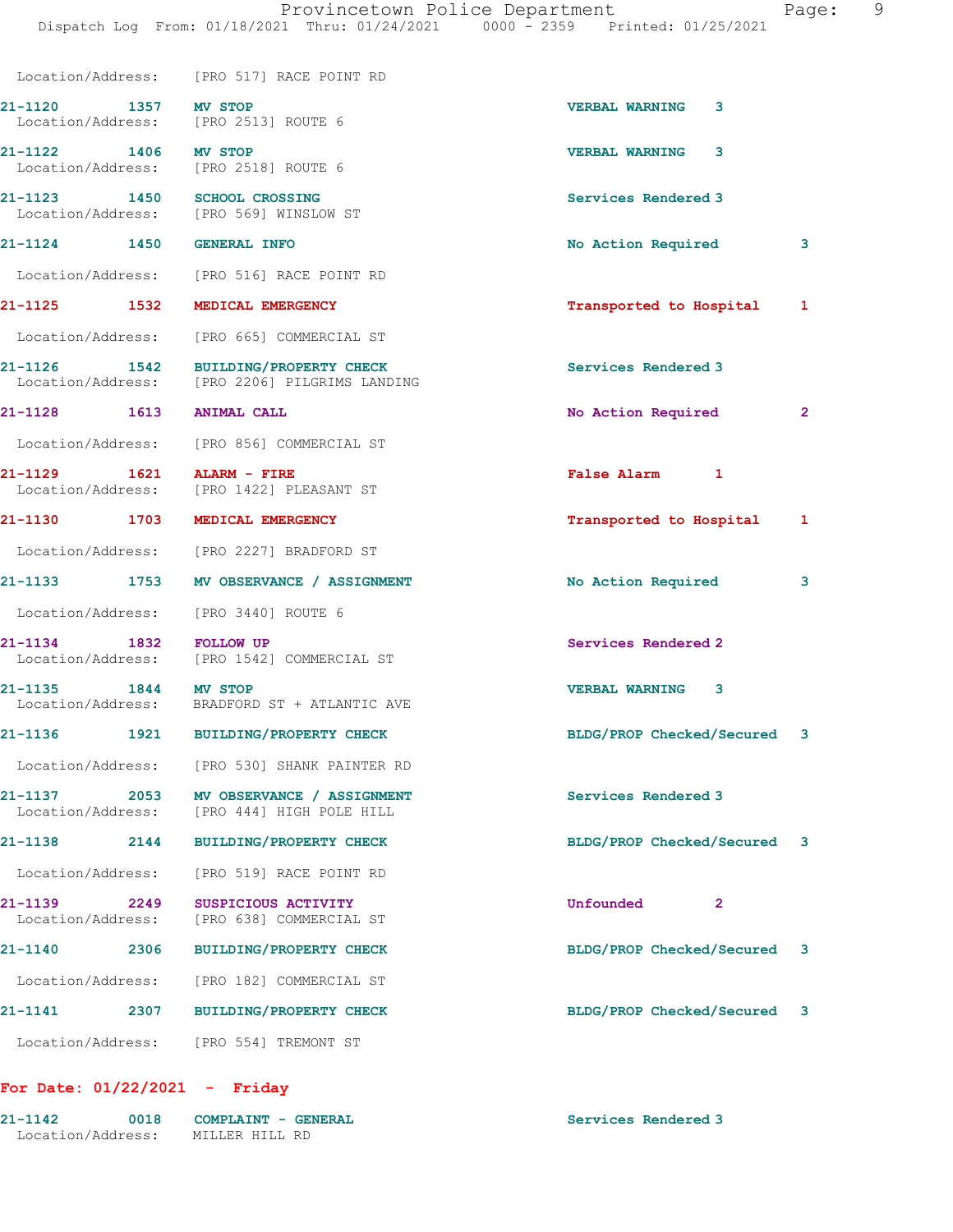Location/Address: [PRO 517] RACE POINT RD

| Call # | Time | Call Reason | Action | Priority |
|---|---|---|---|---|
| 21-1120 | 1357 | MV STOP | VERBAL WARNING | 3 |
| | | Location/Address: [PRO 2513] ROUTE 6 | | |
| 21-1122 | 1406 | MV STOP | VERBAL WARNING | 3 |
| | | Location/Address: [PRO 2518] ROUTE 6 | | |
| 21-1123 | 1450 | SCHOOL CROSSING | Services Rendered | 3 |
| | | Location/Address: [PRO 569] WINSLOW ST | | |
| 21-1124 | 1450 | GENERAL INFO | No Action Required | 3 |
| | | Location/Address: [PRO 516] RACE POINT RD | | |
| 21-1125 | 1532 | MEDICAL EMERGENCY | Transported to Hospital | 1 |
| | | Location/Address: [PRO 665] COMMERCIAL ST | | |
| 21-1126 | 1542 | BUILDING/PROPERTY CHECK | Services Rendered | 3 |
| | | Location/Address: [PRO 2206] PILGRIMS LANDING | | |
| 21-1128 | 1613 | ANIMAL CALL | No Action Required | 2 |
| | | Location/Address: [PRO 856] COMMERCIAL ST | | |
| 21-1129 | 1621 | ALARM - FIRE | False Alarm | 1 |
| | | Location/Address: [PRO 1422] PLEASANT ST | | |
| 21-1130 | 1703 | MEDICAL EMERGENCY | Transported to Hospital | 1 |
| | | Location/Address: [PRO 2227] BRADFORD ST | | |
| 21-1133 | 1753 | MV OBSERVANCE / ASSIGNMENT | No Action Required | 3 |
| | | Location/Address: [PRO 3440] ROUTE 6 | | |
| 21-1134 | 1832 | FOLLOW UP | Services Rendered | 2 |
| | | Location/Address: [PRO 1542] COMMERCIAL ST | | |
| 21-1135 | 1844 | MV STOP | VERBAL WARNING | 3 |
| | | Location/Address: BRADFORD ST + ATLANTIC AVE | | |
| 21-1136 | 1921 | BUILDING/PROPERTY CHECK | BLDG/PROP Checked/Secured | 3 |
| | | Location/Address: [PRO 530] SHANK PAINTER RD | | |
| 21-1137 | 2053 | MV OBSERVANCE / ASSIGNMENT | Services Rendered | 3 |
| | | Location/Address: [PRO 444] HIGH POLE HILL | | |
| 21-1138 | 2144 | BUILDING/PROPERTY CHECK | BLDG/PROP Checked/Secured | 3 |
| | | Location/Address: [PRO 519] RACE POINT RD | | |
| 21-1139 | 2249 | SUSPICIOUS ACTIVITY | Unfounded | 2 |
| | | Location/Address: [PRO 638] COMMERCIAL ST | | |
| 21-1140 | 2306 | BUILDING/PROPERTY CHECK | BLDG/PROP Checked/Secured | 3 |
| | | Location/Address: [PRO 182] COMMERCIAL ST | | |
| 21-1141 | 2307 | BUILDING/PROPERTY CHECK | BLDG/PROP Checked/Secured | 3 |
| | | Location/Address: [PRO 554] TREMONT ST | | |

## For Date: 01/22/2021 - Friday

| Call # | Time | Call Reason | Action | Priority |
|---|---|---|---|---|
| 21-1142 | 0018 | COMPLAINT - GENERAL | Services Rendered | 3 |
| | | Location/Address: MILLER HILL RD | | |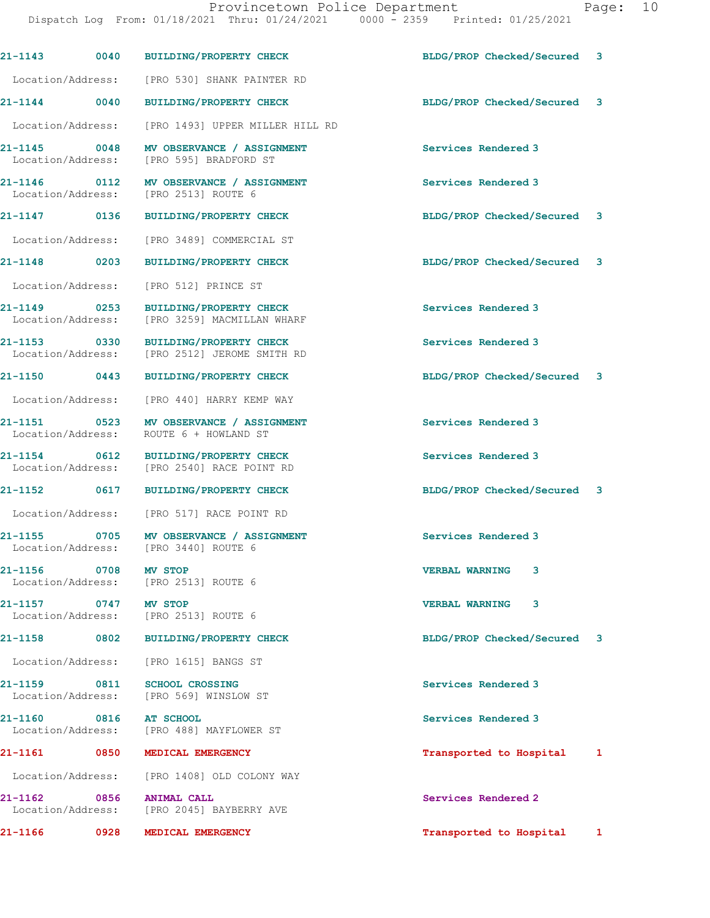| Call # | Time | Call Reason | Action | Priority |
|---|---|---|---|---|
| 21-1143 | 0040 | BUILDING/PROPERTY CHECK | BLDG/PROP Checked/Secured | 3 |
| Location/Address: | | [PRO 530] SHANK PAINTER RD | | |
| 21-1144 | 0040 | BUILDING/PROPERTY CHECK | BLDG/PROP Checked/Secured | 3 |
| Location/Address: | | [PRO 1493] UPPER MILLER HILL RD | | |
| 21-1145 | 0048 | MV OBSERVANCE / ASSIGNMENT | Services Rendered | 3 |
| Location/Address: | | [PRO 595] BRADFORD ST | | |
| 21-1146 | 0112 | MV OBSERVANCE / ASSIGNMENT | Services Rendered | 3 |
| Location/Address: | | [PRO 2513] ROUTE 6 | | |
| 21-1147 | 0136 | BUILDING/PROPERTY CHECK | BLDG/PROP Checked/Secured | 3 |
| Location/Address: | | [PRO 3489] COMMERCIAL ST | | |
| 21-1148 | 0203 | BUILDING/PROPERTY CHECK | BLDG/PROP Checked/Secured | 3 |
| Location/Address: | | [PRO 512] PRINCE ST | | |
| 21-1149 | 0253 | BUILDING/PROPERTY CHECK | Services Rendered | 3 |
| Location/Address: | | [PRO 3259] MACMILLAN WHARF | | |
| 21-1153 | 0330 | BUILDING/PROPERTY CHECK | Services Rendered | 3 |
| Location/Address: | | [PRO 2512] JEROME SMITH RD | | |
| 21-1150 | 0443 | BUILDING/PROPERTY CHECK | BLDG/PROP Checked/Secured | 3 |
| Location/Address: | | [PRO 440] HARRY KEMP WAY | | |
| 21-1151 | 0523 | MV OBSERVANCE / ASSIGNMENT | Services Rendered | 3 |
| Location/Address: | | ROUTE 6 + HOWLAND ST | | |
| 21-1154 | 0612 | BUILDING/PROPERTY CHECK | Services Rendered | 3 |
| Location/Address: | | [PRO 2540] RACE POINT RD | | |
| 21-1152 | 0617 | BUILDING/PROPERTY CHECK | BLDG/PROP Checked/Secured | 3 |
| Location/Address: | | [PRO 517] RACE POINT RD | | |
| 21-1155 | 0705 | MV OBSERVANCE / ASSIGNMENT | Services Rendered | 3 |
| Location/Address: | | [PRO 3440] ROUTE 6 | | |
| 21-1156 | 0708 | MV STOP | VERBAL WARNING | 3 |
| Location/Address: | | [PRO 2513] ROUTE 6 | | |
| 21-1157 | 0747 | MV STOP | VERBAL WARNING | 3 |
| Location/Address: | | [PRO 2513] ROUTE 6 | | |
| 21-1158 | 0802 | BUILDING/PROPERTY CHECK | BLDG/PROP Checked/Secured | 3 |
| Location/Address: | | [PRO 1615] BANGS ST | | |
| 21-1159 | 0811 | SCHOOL CROSSING | Services Rendered | 3 |
| Location/Address: | | [PRO 569] WINSLOW ST | | |
| 21-1160 | 0816 | AT SCHOOL | Services Rendered | 3 |
| Location/Address: | | [PRO 488] MAYFLOWER ST | | |
| 21-1161 | 0850 | MEDICAL EMERGENCY | Transported to Hospital | 1 |
| Location/Address: | | [PRO 1408] OLD COLONY WAY | | |
| 21-1162 | 0856 | ANIMAL CALL | Services Rendered | 2 |
| Location/Address: | | [PRO 2045] BAYBERRY AVE | | |
| 21-1166 | 0928 | MEDICAL EMERGENCY | Transported to Hospital | 1 |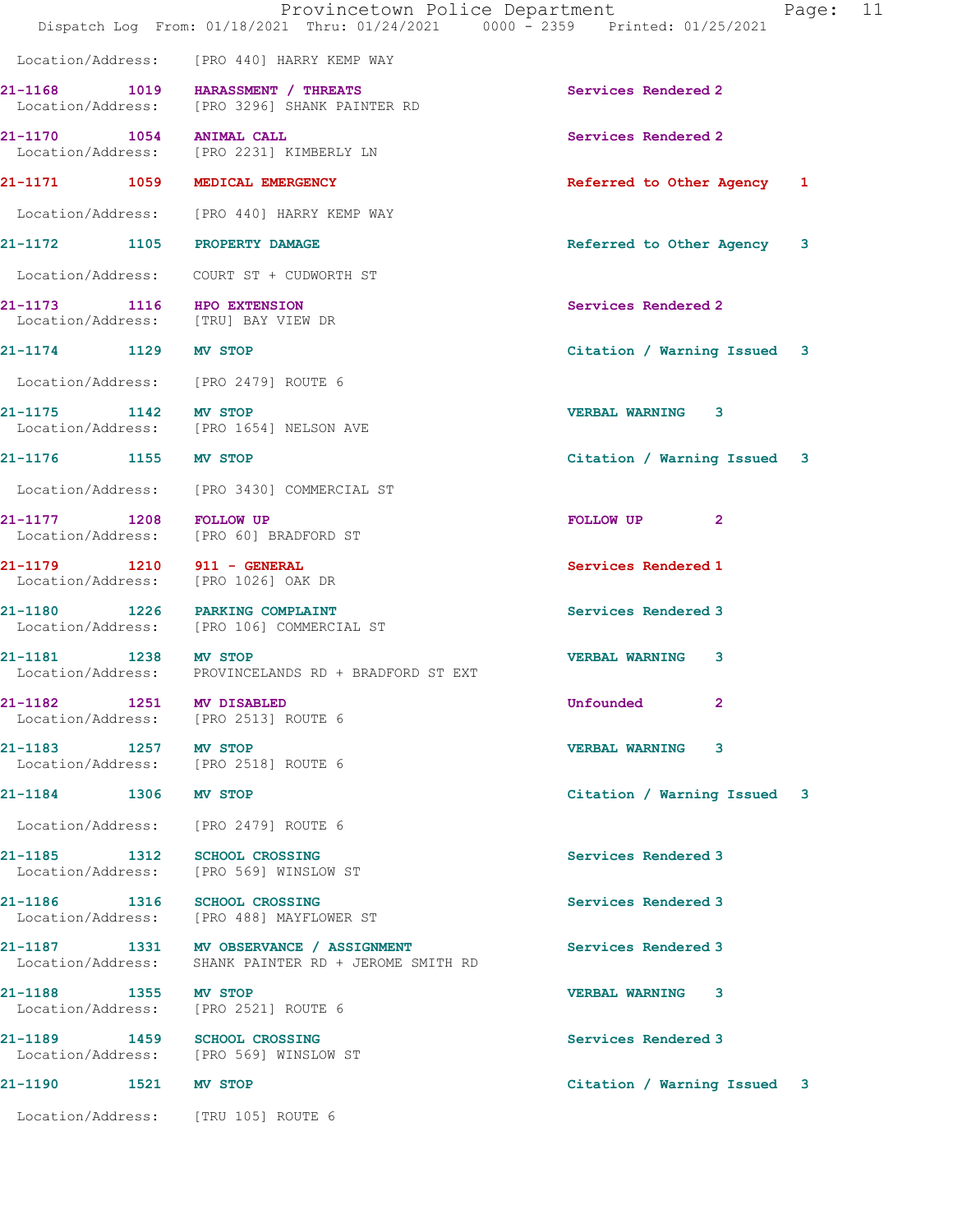Location/Address: [PRO 440] HARRY KEMP WAY

| Call Number | Time | Call Reason | Action | Priority |
|---|---|---|---|---|
| 21-1168 | 1019 | HARASSMENT / THREATS | Services Rendered | 2 |
| | | Location/Address: [PRO 3296] SHANK PAINTER RD | | |
| 21-1170 | 1054 | ANIMAL CALL | Services Rendered | 2 |
| | | Location/Address: [PRO 2231] KIMBERLY LN | | |
| 21-1171 | 1059 | MEDICAL EMERGENCY | Referred to Other Agency | 1 |
| | | Location/Address: [PRO 440] HARRY KEMP WAY | | |
| 21-1172 | 1105 | PROPERTY DAMAGE | Referred to Other Agency | 3 |
| | | Location/Address: COURT ST + CUDWORTH ST | | |
| 21-1173 | 1116 | HPO EXTENSION | Services Rendered | 2 |
| | | Location/Address: [TRU] BAY VIEW DR | | |
| 21-1174 | 1129 | MV STOP | Citation / Warning Issued | 3 |
| | | Location/Address: [PRO 2479] ROUTE 6 | | |
| 21-1175 | 1142 | MV STOP | VERBAL WARNING | 3 |
| | | Location/Address: [PRO 1654] NELSON AVE | | |
| 21-1176 | 1155 | MV STOP | Citation / Warning Issued | 3 |
| | | Location/Address: [PRO 3430] COMMERCIAL ST | | |
| 21-1177 | 1208 | FOLLOW UP | FOLLOW UP | 2 |
| | | Location/Address: [PRO 60] BRADFORD ST | | |
| 21-1179 | 1210 | 911 - GENERAL | Services Rendered | 1 |
| | | Location/Address: [PRO 1026] OAK DR | | |
| 21-1180 | 1226 | PARKING COMPLAINT | Services Rendered | 3 |
| | | Location/Address: [PRO 106] COMMERCIAL ST | | |
| 21-1181 | 1238 | MV STOP | VERBAL WARNING | 3 |
| | | Location/Address: PROVINCELANDS RD + BRADFORD ST EXT | | |
| 21-1182 | 1251 | MV DISABLED | Unfounded | 2 |
| | | Location/Address: [PRO 2513] ROUTE 6 | | |
| 21-1183 | 1257 | MV STOP | VERBAL WARNING | 3 |
| | | Location/Address: [PRO 2518] ROUTE 6 | | |
| 21-1184 | 1306 | MV STOP | Citation / Warning Issued | 3 |
| | | Location/Address: [PRO 2479] ROUTE 6 | | |
| 21-1185 | 1312 | SCHOOL CROSSING | Services Rendered | 3 |
| | | Location/Address: [PRO 569] WINSLOW ST | | |
| 21-1186 | 1316 | SCHOOL CROSSING | Services Rendered | 3 |
| | | Location/Address: [PRO 488] MAYFLOWER ST | | |
| 21-1187 | 1331 | MV OBSERVANCE / ASSIGNMENT | Services Rendered | 3 |
| | | Location/Address: SHANK PAINTER RD + JEROME SMITH RD | | |
| 21-1188 | 1355 | MV STOP | VERBAL WARNING | 3 |
| | | Location/Address: [PRO 2521] ROUTE 6 | | |
| 21-1189 | 1459 | SCHOOL CROSSING | Services Rendered | 3 |
| | | Location/Address: [PRO 569] WINSLOW ST | | |
| 21-1190 | 1521 | MV STOP | Citation / Warning Issued | 3 |
| | | Location/Address: [TRU 105] ROUTE 6 | | |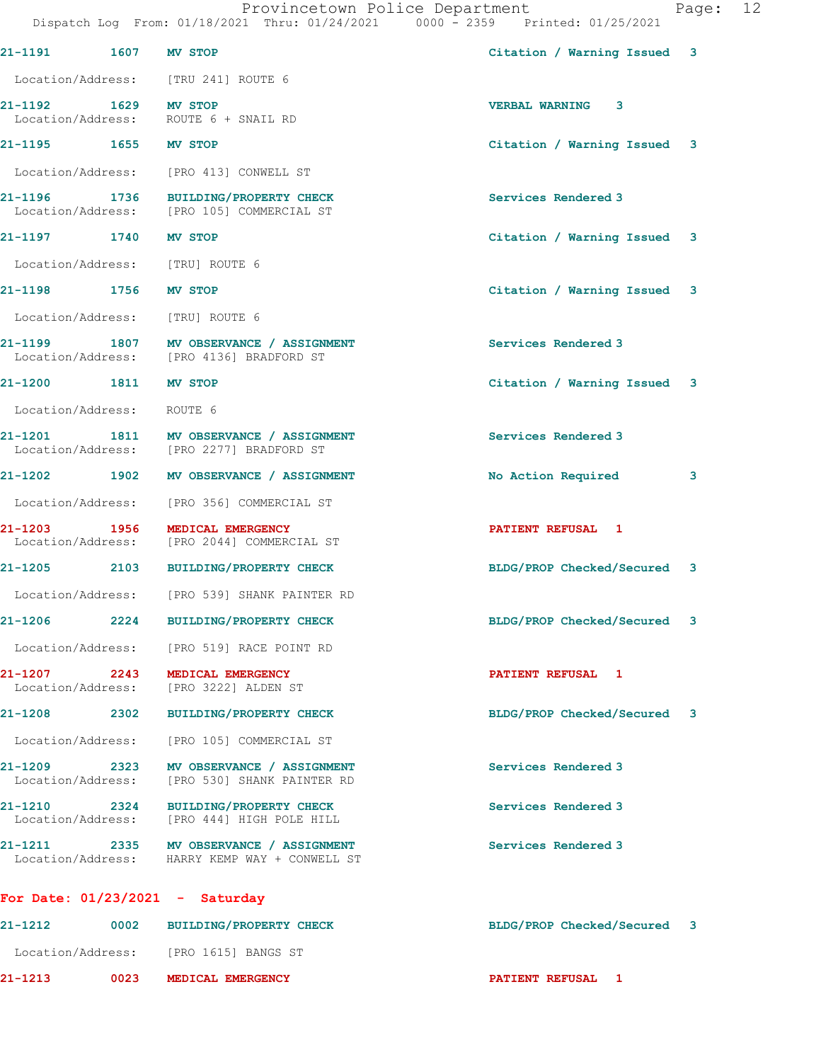21-1191 1607 MV STOP Citation / Warning Issued 3

Location/Address: [TRU 241] ROUTE 6

21-1192 1629 MV STOP VERBAL WARNING 3
Location/Address: ROUTE 6 + SNAIL RD

21-1195 1655 MV STOP Citation / Warning Issued 3

Location/Address: [PRO 413] CONWELL ST

21-1196 1736 BUILDING/PROPERTY CHECK Services Rendered 3
Location/Address: [PRO 105] COMMERCIAL ST

21-1197 1740 MV STOP Citation / Warning Issued 3

Location/Address: [TRU] ROUTE 6

21-1198 1756 MV STOP Citation / Warning Issued 3

Location/Address: [TRU] ROUTE 6

21-1199 1807 MV OBSERVANCE / ASSIGNMENT Services Rendered 3
Location/Address: [PRO 4136] BRADFORD ST

21-1200 1811 MV STOP Citation / Warning Issued 3

Location/Address: ROUTE 6

21-1201 1811 MV OBSERVANCE / ASSIGNMENT Services Rendered 3
Location/Address: [PRO 2277] BRADFORD ST

21-1202 1902 MV OBSERVANCE / ASSIGNMENT No Action Required 3

Location/Address: [PRO 356] COMMERCIAL ST

21-1203 1956 MEDICAL EMERGENCY PATIENT REFUSAL 1
Location/Address: [PRO 2044] COMMERCIAL ST

21-1205 2103 BUILDING/PROPERTY CHECK BLDG/PROP Checked/Secured 3

Location/Address: [PRO 539] SHANK PAINTER RD

21-1206 2224 BUILDING/PROPERTY CHECK BLDG/PROP Checked/Secured 3

Location/Address: [PRO 519] RACE POINT RD

21-1207 2243 MEDICAL EMERGENCY PATIENT REFUSAL 1
Location/Address: [PRO 3222] ALDEN ST

21-1208 2302 BUILDING/PROPERTY CHECK BLDG/PROP Checked/Secured 3

Location/Address: [PRO 105] COMMERCIAL ST

21-1209 2323 MV OBSERVANCE / ASSIGNMENT Services Rendered 3
Location/Address: [PRO 530] SHANK PAINTER RD

21-1210 2324 BUILDING/PROPERTY CHECK Services Rendered 3
Location/Address: [PRO 444] HIGH POLE HILL

21-1211 2335 MV OBSERVANCE / ASSIGNMENT Services Rendered 3
Location/Address: HARRY KEMP WAY + CONWELL ST

**For Date: 01/23/2021 - Saturday**

21-1212 0002 BUILDING/PROPERTY CHECK BLDG/PROP Checked/Secured 3

Location/Address: [PRO 1615] BANGS ST

21-1213 0023 MEDICAL EMERGENCY PATIENT REFUSAL 1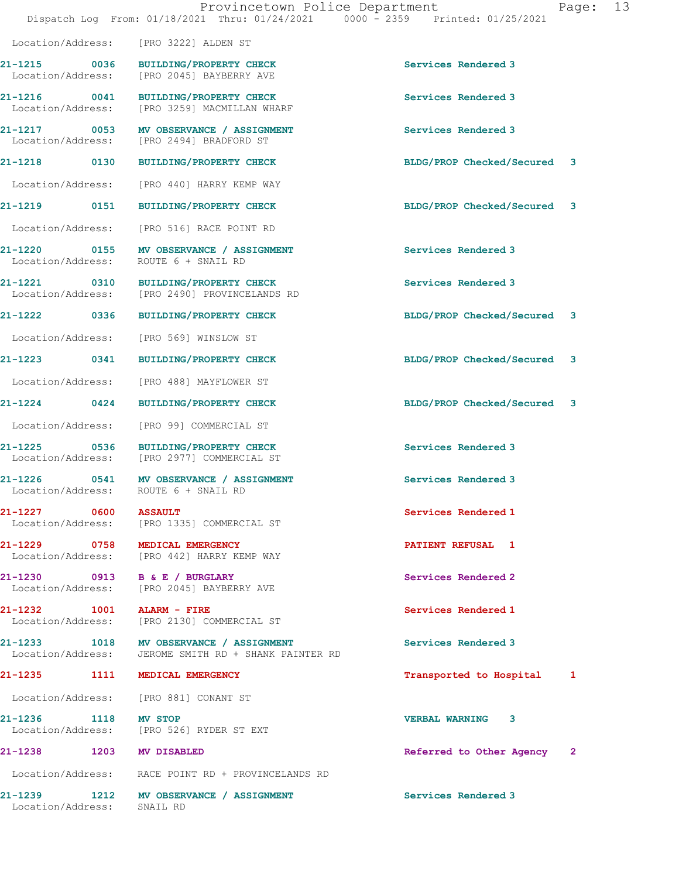Location/Address: [PRO 3222] ALDEN ST

| Call Number | Time | Call Reason | Action |
|---|---|---|---|
| 21-1215 | 0036 | BUILDING/PROPERTY CHECK | Services Rendered 3 |
| Location/Address: | | [PRO 2045] BAYBERRY AVE | |
| 21-1216 | 0041 | BUILDING/PROPERTY CHECK | Services Rendered 3 |
| Location/Address: | | [PRO 3259] MACMILLAN WHARF | |
| 21-1217 | 0053 | MV OBSERVANCE / ASSIGNMENT | Services Rendered 3 |
| Location/Address: | | [PRO 2494] BRADFORD ST | |
| 21-1218 | 0130 | BUILDING/PROPERTY CHECK | BLDG/PROP Checked/Secured 3 |
| Location/Address: | | [PRO 440] HARRY KEMP WAY | |
| 21-1219 | 0151 | BUILDING/PROPERTY CHECK | BLDG/PROP Checked/Secured 3 |
| Location/Address: | | [PRO 516] RACE POINT RD | |
| 21-1220 | 0155 | MV OBSERVANCE / ASSIGNMENT | Services Rendered 3 |
| Location/Address: | | ROUTE 6 + SNAIL RD | |
| 21-1221 | 0310 | BUILDING/PROPERTY CHECK | Services Rendered 3 |
| Location/Address: | | [PRO 2490] PROVINCELANDS RD | |
| 21-1222 | 0336 | BUILDING/PROPERTY CHECK | BLDG/PROP Checked/Secured 3 |
| Location/Address: | | [PRO 569] WINSLOW ST | |
| 21-1223 | 0341 | BUILDING/PROPERTY CHECK | BLDG/PROP Checked/Secured 3 |
| Location/Address: | | [PRO 488] MAYFLOWER ST | |
| 21-1224 | 0424 | BUILDING/PROPERTY CHECK | BLDG/PROP Checked/Secured 3 |
| Location/Address: | | [PRO 99] COMMERCIAL ST | |
| 21-1225 | 0536 | BUILDING/PROPERTY CHECK | Services Rendered 3 |
| Location/Address: | | [PRO 2977] COMMERCIAL ST | |
| 21-1226 | 0541 | MV OBSERVANCE / ASSIGNMENT | Services Rendered 3 |
| Location/Address: | | ROUTE 6 + SNAIL RD | |
| 21-1227 | 0600 | ASSAULT | Services Rendered 1 |
| Location/Address: | | [PRO 1335] COMMERCIAL ST | |
| 21-1229 | 0758 | MEDICAL EMERGENCY | PATIENT REFUSAL 1 |
| Location/Address: | | [PRO 442] HARRY KEMP WAY | |
| 21-1230 | 0913 | B & E / BURGLARY | Services Rendered 2 |
| Location/Address: | | [PRO 2045] BAYBERRY AVE | |
| 21-1232 | 1001 | ALARM - FIRE | Services Rendered 1 |
| Location/Address: | | [PRO 2130] COMMERCIAL ST | |
| 21-1233 | 1018 | MV OBSERVANCE / ASSIGNMENT | Services Rendered 3 |
| Location/Address: | | JEROME SMITH RD + SHANK PAINTER RD | |
| 21-1235 | 1111 | MEDICAL EMERGENCY | Transported to Hospital 1 |
| Location/Address: | | [PRO 881] CONANT ST | |
| 21-1236 | 1118 | MV STOP | VERBAL WARNING 3 |
| Location/Address: | | [PRO 526] RYDER ST EXT | |
| 21-1238 | 1203 | MV DISABLED | Referred to Other Agency 2 |
| Location/Address: | | RACE POINT RD + PROVINCELANDS RD | |
| 21-1239 | 1212 | MV OBSERVANCE / ASSIGNMENT | Services Rendered 3 |
| Location/Address: | | SNAIL RD | |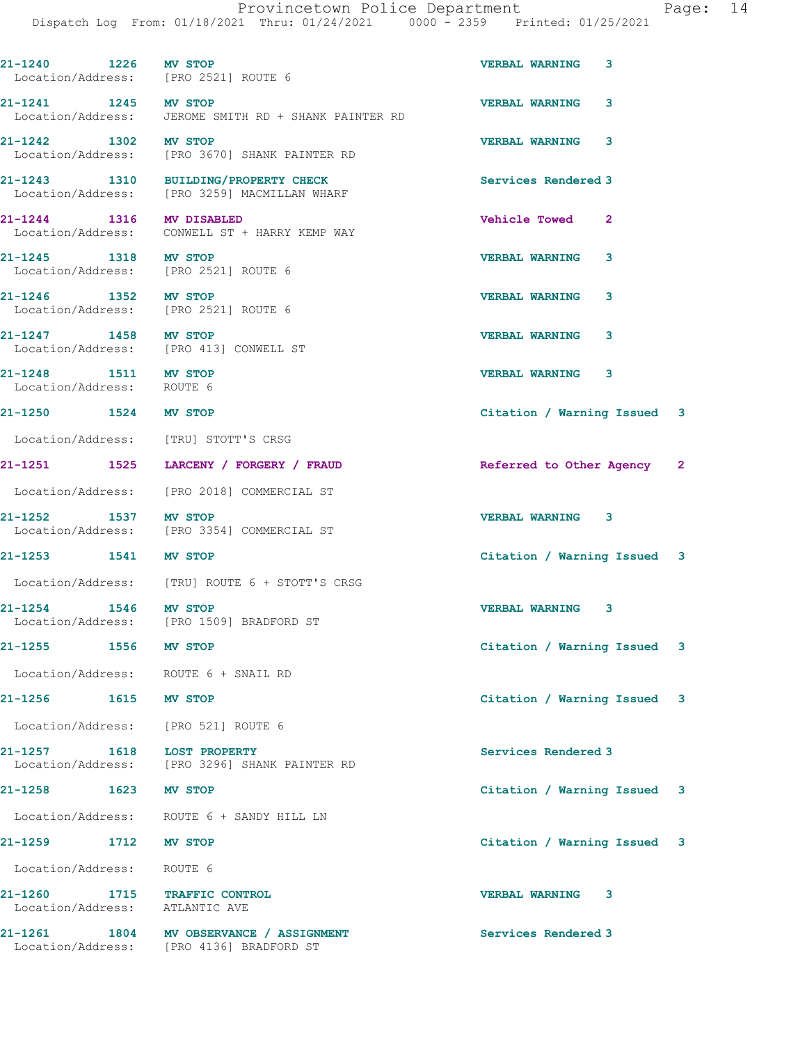21-1240 1226 MV STOP VERBAL WARNING 3
Location/Address: [PRO 2521] ROUTE 6

21-1241 1245 MV STOP VERBAL WARNING 3
Location/Address: JEROME SMITH RD + SHANK PAINTER RD

21-1242 1302 MV STOP VERBAL WARNING 3
Location/Address: [PRO 3670] SHANK PAINTER RD

21-1243 1310 BUILDING/PROPERTY CHECK Services Rendered 3
Location/Address: [PRO 3259] MACMILLAN WHARF

21-1244 1316 MV DISABLED Vehicle Towed 2
Location/Address: CONWELL ST + HARRY KEMP WAY

21-1245 1318 MV STOP VERBAL WARNING 3
Location/Address: [PRO 2521] ROUTE 6

21-1246 1352 MV STOP VERBAL WARNING 3
Location/Address: [PRO 2521] ROUTE 6

21-1247 1458 MV STOP VERBAL WARNING 3
Location/Address: [PRO 413] CONWELL ST

21-1248 1511 MV STOP VERBAL WARNING 3
Location/Address: ROUTE 6

21-1250 1524 MV STOP Citation / Warning Issued 3
Location/Address: [TRU] STOTT'S CRSG

21-1251 1525 LARCENY / FORGERY / FRAUD Referred to Other Agency 2
Location/Address: [PRO 2018] COMMERCIAL ST

21-1252 1537 MV STOP VERBAL WARNING 3
Location/Address: [PRO 3354] COMMERCIAL ST

21-1253 1541 MV STOP Citation / Warning Issued 3
Location/Address: [TRU] ROUTE 6 + STOTT'S CRSG

21-1254 1546 MV STOP VERBAL WARNING 3
Location/Address: [PRO 1509] BRADFORD ST

21-1255 1556 MV STOP Citation / Warning Issued 3
Location/Address: ROUTE 6 + SNAIL RD

21-1256 1615 MV STOP Citation / Warning Issued 3
Location/Address: [PRO 521] ROUTE 6

21-1257 1618 LOST PROPERTY Services Rendered 3
Location/Address: [PRO 3296] SHANK PAINTER RD

21-1258 1623 MV STOP Citation / Warning Issued 3
Location/Address: ROUTE 6 + SANDY HILL LN

21-1259 1712 MV STOP Citation / Warning Issued 3
Location/Address: ROUTE 6

21-1260 1715 TRAFFIC CONTROL VERBAL WARNING 3
Location/Address: ATLANTIC AVE

21-1261 1804 MV OBSERVANCE / ASSIGNMENT Services Rendered 3
Location/Address: [PRO 4136] BRADFORD ST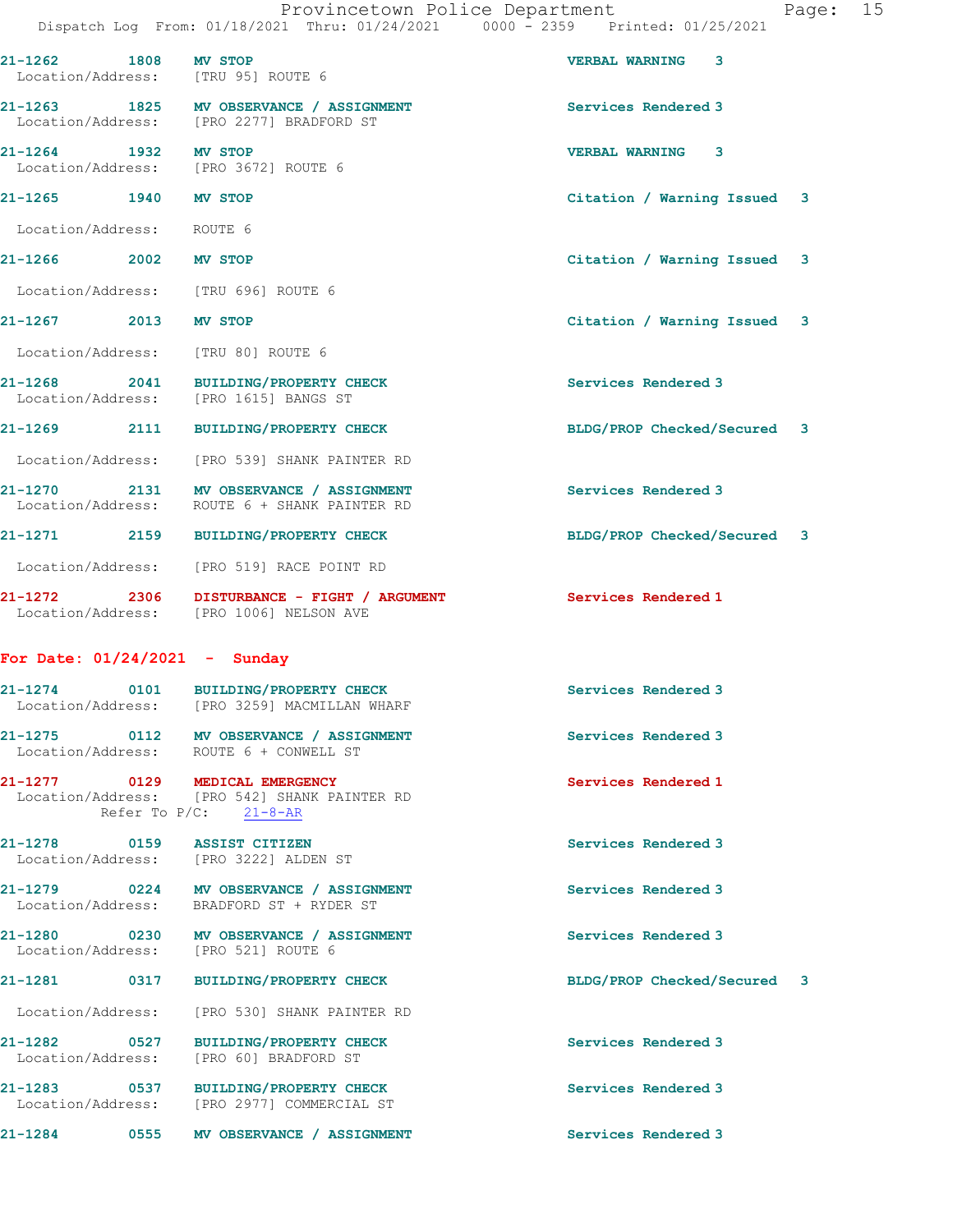21-1262 1808 MV STOP VERBAL WARNING 3
Location/Address: [TRU 95] ROUTE 6

21-1263 1825 MV OBSERVANCE / ASSIGNMENT Services Rendered 3
Location/Address: [PRO 2277] BRADFORD ST

21-1264 1932 MV STOP VERBAL WARNING 3
Location/Address: [PRO 3672] ROUTE 6

21-1265 1940 MV STOP Citation / Warning Issued 3
Location/Address: ROUTE 6

21-1266 2002 MV STOP Citation / Warning Issued 3
Location/Address: [TRU 696] ROUTE 6

21-1267 2013 MV STOP Citation / Warning Issued 3
Location/Address: [TRU 80] ROUTE 6

21-1268 2041 BUILDING/PROPERTY CHECK Services Rendered 3
Location/Address: [PRO 1615] BANGS ST

21-1269 2111 BUILDING/PROPERTY CHECK BLDG/PROP Checked/Secured 3
Location/Address: [PRO 539] SHANK PAINTER RD

21-1270 2131 MV OBSERVANCE / ASSIGNMENT Services Rendered 3
Location/Address: ROUTE 6 + SHANK PAINTER RD

21-1271 2159 BUILDING/PROPERTY CHECK BLDG/PROP Checked/Secured 3
Location/Address: [PRO 519] RACE POINT RD

21-1272 2306 DISTURBANCE - FIGHT / ARGUMENT Services Rendered 1
Location/Address: [PRO 1006] NELSON AVE

**For Date: 01/24/2021 - Sunday**

21-1274 0101 BUILDING/PROPERTY CHECK Services Rendered 3
Location/Address: [PRO 3259] MACMILLAN WHARF

21-1275 0112 MV OBSERVANCE / ASSIGNMENT Services Rendered 3
Location/Address: ROUTE 6 + CONWELL ST

21-1277 0129 MEDICAL EMERGENCY Services Rendered 1
Location/Address: [PRO 542] SHANK PAINTER RD
Refer To P/C: 21-8-AR

21-1278 0159 ASSIST CITIZEN Services Rendered 3
Location/Address: [PRO 3222] ALDEN ST

21-1279 0224 MV OBSERVANCE / ASSIGNMENT Services Rendered 3
Location/Address: BRADFORD ST + RYDER ST

21-1280 0230 MV OBSERVANCE / ASSIGNMENT Services Rendered 3
Location/Address: [PRO 521] ROUTE 6

21-1281 0317 BUILDING/PROPERTY CHECK BLDG/PROP Checked/Secured 3
Location/Address: [PRO 530] SHANK PAINTER RD

21-1282 0527 BUILDING/PROPERTY CHECK Services Rendered 3
Location/Address: [PRO 60] BRADFORD ST

21-1283 0537 BUILDING/PROPERTY CHECK Services Rendered 3
Location/Address: [PRO 2977] COMMERCIAL ST

21-1284 0555 MV OBSERVANCE / ASSIGNMENT Services Rendered 3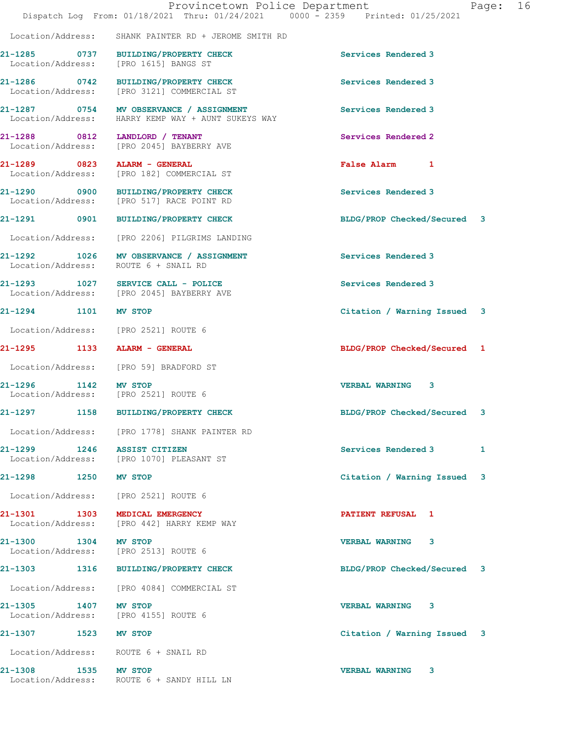Location/Address: SHANK PAINTER RD + JEROME SMITH RD

| Call # | Time | Call Type | Disposition | Priority | |
|---|---|---|---|---|---|
| 21-1285 | 0737 | BUILDING/PROPERTY CHECK | Services Rendered | 3 | |
| | | Location/Address: [PRO 1615] BANGS ST | | | |
| 21-1286 | 0742 | BUILDING/PROPERTY CHECK | Services Rendered | 3 | |
| | | Location/Address: [PRO 3121] COMMERCIAL ST | | | |
| 21-1287 | 0754 | MV OBSERVANCE / ASSIGNMENT | Services Rendered | 3 | |
| | | Location/Address: HARRY KEMP WAY + AUNT SUKEYS WAY | | | |
| 21-1288 | 0812 | LANDLORD / TENANT | Services Rendered | 2 | |
| | | Location/Address: [PRO 2045] BAYBERRY AVE | | | |
| 21-1289 | 0823 | ALARM - GENERAL | False Alarm | 1 | |
| | | Location/Address: [PRO 182] COMMERCIAL ST | | | |
| 21-1290 | 0900 | BUILDING/PROPERTY CHECK | Services Rendered | 3 | |
| | | Location/Address: [PRO 517] RACE POINT RD | | | |
| 21-1291 | 0901 | BUILDING/PROPERTY CHECK | BLDG/PROP Checked/Secured | 3 | |
| | | Location/Address: [PRO 2206] PILGRIMS LANDING | | | |
| 21-1292 | 1026 | MV OBSERVANCE / ASSIGNMENT | Services Rendered | 3 | |
| | | Location/Address: ROUTE 6 + SNAIL RD | | | |
| 21-1293 | 1027 | SERVICE CALL - POLICE | Services Rendered | 3 | |
| | | Location/Address: [PRO 2045] BAYBERRY AVE | | | |
| 21-1294 | 1101 | MV STOP | Citation / Warning Issued | 3 | |
| | | Location/Address: [PRO 2521] ROUTE 6 | | | |
| 21-1295 | 1133 | ALARM - GENERAL | BLDG/PROP Checked/Secured | 1 | |
| | | Location/Address: [PRO 59] BRADFORD ST | | | |
| 21-1296 | 1142 | MV STOP | VERBAL WARNING | 3 | |
| | | Location/Address: [PRO 2521] ROUTE 6 | | | |
| 21-1297 | 1158 | BUILDING/PROPERTY CHECK | BLDG/PROP Checked/Secured | 3 | |
| | | Location/Address: [PRO 1778] SHANK PAINTER RD | | | |
| 21-1299 | 1246 | ASSIST CITIZEN | Services Rendered | 3 | 1 |
| | | Location/Address: [PRO 1070] PLEASANT ST | | | |
| 21-1298 | 1250 | MV STOP | Citation / Warning Issued | 3 | |
| | | Location/Address: [PRO 2521] ROUTE 6 | | | |
| 21-1301 | 1303 | MEDICAL EMERGENCY | PATIENT REFUSAL | 1 | |
| | | Location/Address: [PRO 442] HARRY KEMP WAY | | | |
| 21-1300 | 1304 | MV STOP | VERBAL WARNING | 3 | |
| | | Location/Address: [PRO 2513] ROUTE 6 | | | |
| 21-1303 | 1316 | BUILDING/PROPERTY CHECK | BLDG/PROP Checked/Secured | 3 | |
| | | Location/Address: [PRO 4084] COMMERCIAL ST | | | |
| 21-1305 | 1407 | MV STOP | VERBAL WARNING | 3 | |
| | | Location/Address: [PRO 4155] ROUTE 6 | | | |
| 21-1307 | 1523 | MV STOP | Citation / Warning Issued | 3 | |
| | | Location/Address: ROUTE 6 + SNAIL RD | | | |
| 21-1308 | 1535 | MV STOP | VERBAL WARNING | 3 | |
| | | Location/Address: ROUTE 6 + SANDY HILL LN | | | |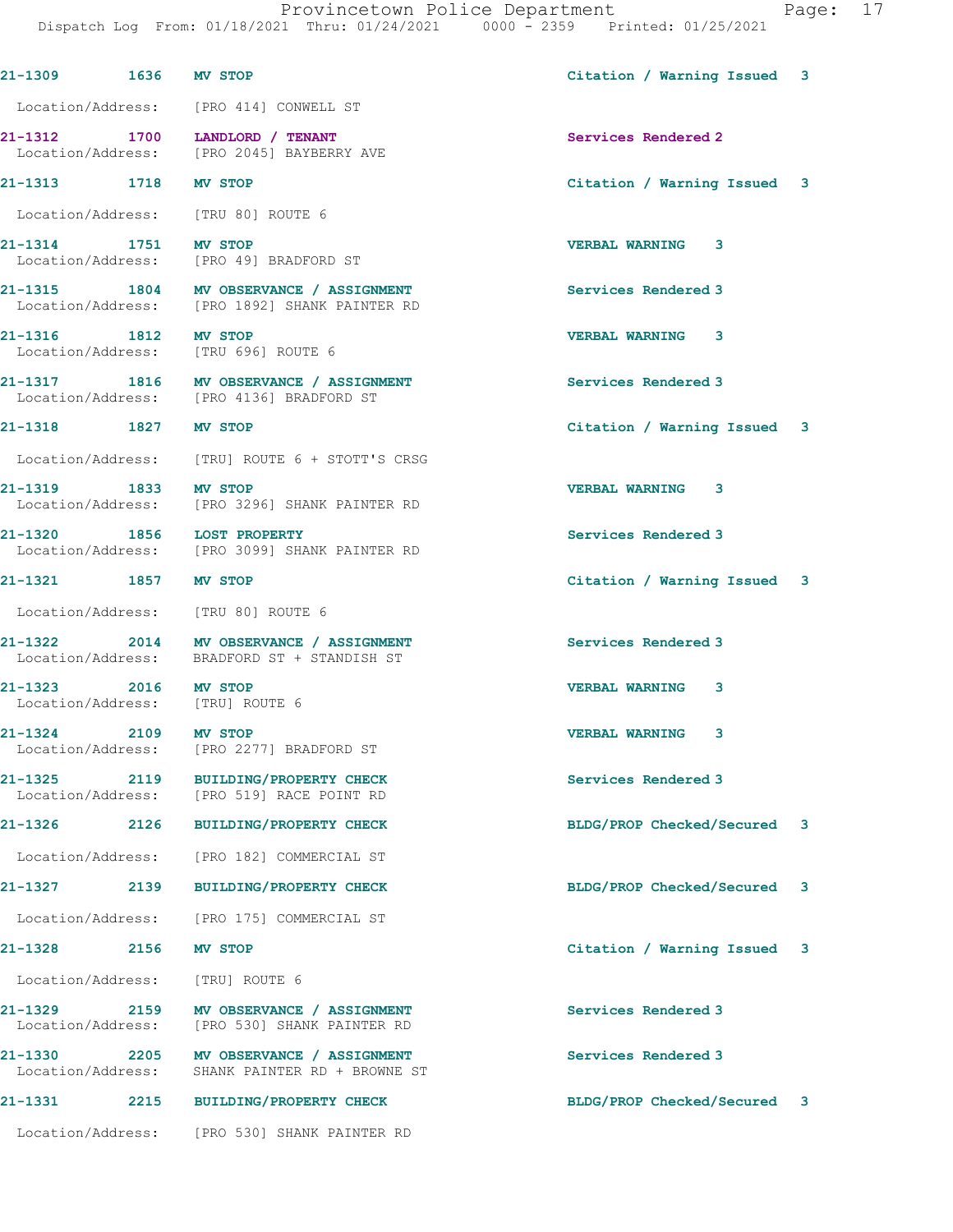| | | | | |
|---|---|---|---|---|
| 21-1309 | 1636 | MV STOP | Citation / Warning Issued | 3 |
| Location/Address: | | [PRO 414] CONWELL ST | | |
| 21-1312 | 1700 | LANDLORD / TENANT | Services Rendered | 2 |
| Location/Address: | | [PRO 2045] BAYBERRY AVE | | |
| 21-1313 | 1718 | MV STOP | Citation / Warning Issued | 3 |
| Location/Address: | | [TRU 80] ROUTE 6 | | |
| 21-1314 | 1751 | MV STOP | VERBAL WARNING | 3 |
| Location/Address: | | [PRO 49] BRADFORD ST | | |
| 21-1315 | 1804 | MV OBSERVANCE / ASSIGNMENT | Services Rendered | 3 |
| Location/Address: | | [PRO 1892] SHANK PAINTER RD | | |
| 21-1316 | 1812 | MV STOP | VERBAL WARNING | 3 |
| Location/Address: | | [TRU 696] ROUTE 6 | | |
| 21-1317 | 1816 | MV OBSERVANCE / ASSIGNMENT | Services Rendered | 3 |
| Location/Address: | | [PRO 4136] BRADFORD ST | | |
| 21-1318 | 1827 | MV STOP | Citation / Warning Issued | 3 |
| Location/Address: | | [TRU] ROUTE 6 + STOTT'S CRSG | | |
| 21-1319 | 1833 | MV STOP | VERBAL WARNING | 3 |
| Location/Address: | | [PRO 3296] SHANK PAINTER RD | | |
| 21-1320 | 1856 | LOST PROPERTY | Services Rendered | 3 |
| Location/Address: | | [PRO 3099] SHANK PAINTER RD | | |
| 21-1321 | 1857 | MV STOP | Citation / Warning Issued | 3 |
| Location/Address: | | [TRU 80] ROUTE 6 | | |
| 21-1322 | 2014 | MV OBSERVANCE / ASSIGNMENT | Services Rendered | 3 |
| Location/Address: | | BRADFORD ST + STANDISH ST | | |
| 21-1323 | 2016 | MV STOP | VERBAL WARNING | 3 |
| Location/Address: | | [TRU] ROUTE 6 | | |
| 21-1324 | 2109 | MV STOP | VERBAL WARNING | 3 |
| Location/Address: | | [PRO 2277] BRADFORD ST | | |
| 21-1325 | 2119 | BUILDING/PROPERTY CHECK | Services Rendered | 3 |
| Location/Address: | | [PRO 519] RACE POINT RD | | |
| 21-1326 | 2126 | BUILDING/PROPERTY CHECK | BLDG/PROP Checked/Secured | 3 |
| Location/Address: | | [PRO 182] COMMERCIAL ST | | |
| 21-1327 | 2139 | BUILDING/PROPERTY CHECK | BLDG/PROP Checked/Secured | 3 |
| Location/Address: | | [PRO 175] COMMERCIAL ST | | |
| 21-1328 | 2156 | MV STOP | Citation / Warning Issued | 3 |
| Location/Address: | | [TRU] ROUTE 6 | | |
| 21-1329 | 2159 | MV OBSERVANCE / ASSIGNMENT | Services Rendered | 3 |
| Location/Address: | | [PRO 530] SHANK PAINTER RD | | |
| 21-1330 | 2205 | MV OBSERVANCE / ASSIGNMENT | Services Rendered | 3 |
| Location/Address: | | SHANK PAINTER RD + BROWNE ST | | |
| 21-1331 | 2215 | BUILDING/PROPERTY CHECK | BLDG/PROP Checked/Secured | 3 |
| Location/Address: | | [PRO 530] SHANK PAINTER RD | | |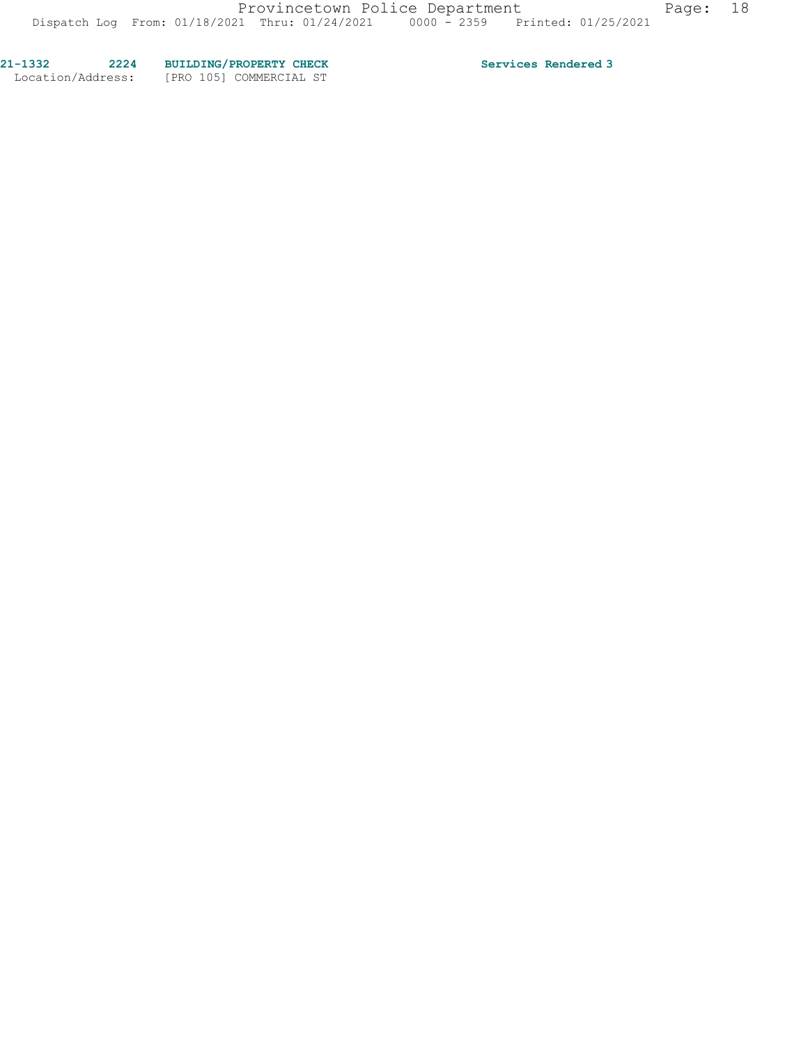**21-1332 2224 BUILDING/PROPERTY CHECK Services Rendered 3**

Location/Address: [PRO 105] COMMERCIAL ST